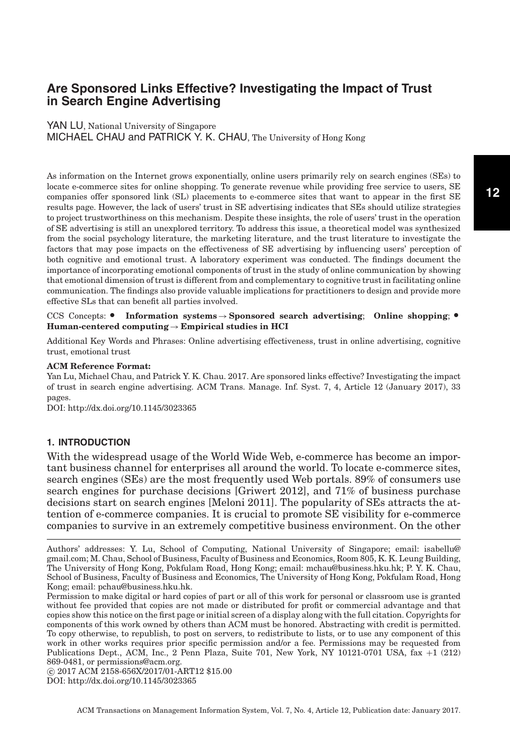# Are Sponsored Links Effective? Investigating the Impact of Trust in Search Engine Advertising

YAN LU, National University of Singapore
MICHAEL CHAU and PATRICK Y. K. CHAU, The University of Hong Kong

As information on the Internet grows exponentially, online users primarily rely on search engines (SEs) to locate e-commerce sites for online shopping. To generate revenue while providing free service to users, SE companies offer sponsored link (SL) placements to e-commerce sites that want to appear in the first SE results page. However, the lack of users' trust in SE advertising indicates that SEs should utilize strategies to project trustworthiness on this mechanism. Despite these insights, the role of users' trust in the operation of SE advertising is still an unexplored territory. To address this issue, a theoretical model was synthesized from the social psychology literature, the marketing literature, and the trust literature to investigate the factors that may pose impacts on the effectiveness of SE advertising by influencing users' perception of both cognitive and emotional trust. A laboratory experiment was conducted. The findings document the importance of incorporating emotional components of trust in the study of online communication by showing that emotional dimension of trust is different from and complementary to cognitive trust in facilitating online communication. The findings also provide valuable implications for practitioners to design and provide more effective SLs that can benefit all parties involved.

CCS Concepts: • **Information systems → Sponsored search advertising**; **Online shopping**; • **Human-centered computing → Empirical studies in HCI**

Additional Key Words and Phrases: Online advertising effectiveness, trust in online advertising, cognitive trust, emotional trust

**ACM Reference Format:**
Yan Lu, Michael Chau, and Patrick Y. K. Chau. 2017. Are sponsored links effective? Investigating the impact of trust in search engine advertising. ACM Trans. Manage. Inf. Syst. 7, 4, Article 12 (January 2017), 33 pages.
DOI: http://dx.doi.org/10.1145/3023365

## 1. INTRODUCTION

With the widespread usage of the World Wide Web, e-commerce has become an important business channel for enterprises all around the world. To locate e-commerce sites, search engines (SEs) are the most frequently used Web portals. 89% of consumers use search engines for purchase decisions [Griwert 2012], and 71% of business purchase decisions start on search engines [Meloni 2011]. The popularity of SEs attracts the attention of e-commerce companies. It is crucial to promote SE visibility for e-commerce companies to survive in an extremely competitive business environment. On the other

---

Authors' addresses: Y. Lu, School of Computing, National University of Singapore; email: isabellu@gmail.com; M. Chau, School of Business, Faculty of Business and Economics, Room 805, K. K. Leung Building, The University of Hong Kong, Pokfulam Road, Hong Kong; email: mchau@business.hku.hk; P. Y. K. Chau, School of Business, Faculty of Business and Economics, The University of Hong Kong, Pokfulam Road, Hong Kong; email: pchau@business.hku.hk.

Permission to make digital or hard copies of part or all of this work for personal or classroom use is granted without fee provided that copies are not made or distributed for profit or commercial advantage and that copies show this notice on the first page or initial screen of a display along with the full citation. Copyrights for components of this work owned by others than ACM must be honored. Abstracting with credit is permitted. To copy otherwise, to republish, to post on servers, to redistribute to lists, or to use any component of this work in other works requires prior specific permission and/or a fee. Permissions may be requested from Publications Dept., ACM, Inc., 2 Penn Plaza, Suite 701, New York, NY 10121-0701 USA, fax +1 (212) 869-0481, or permissions@acm.org.

© 2017 ACM 2158-656X/2017/01-ART12 $15.00
DOI: http://dx.doi.org/10.1145/3023365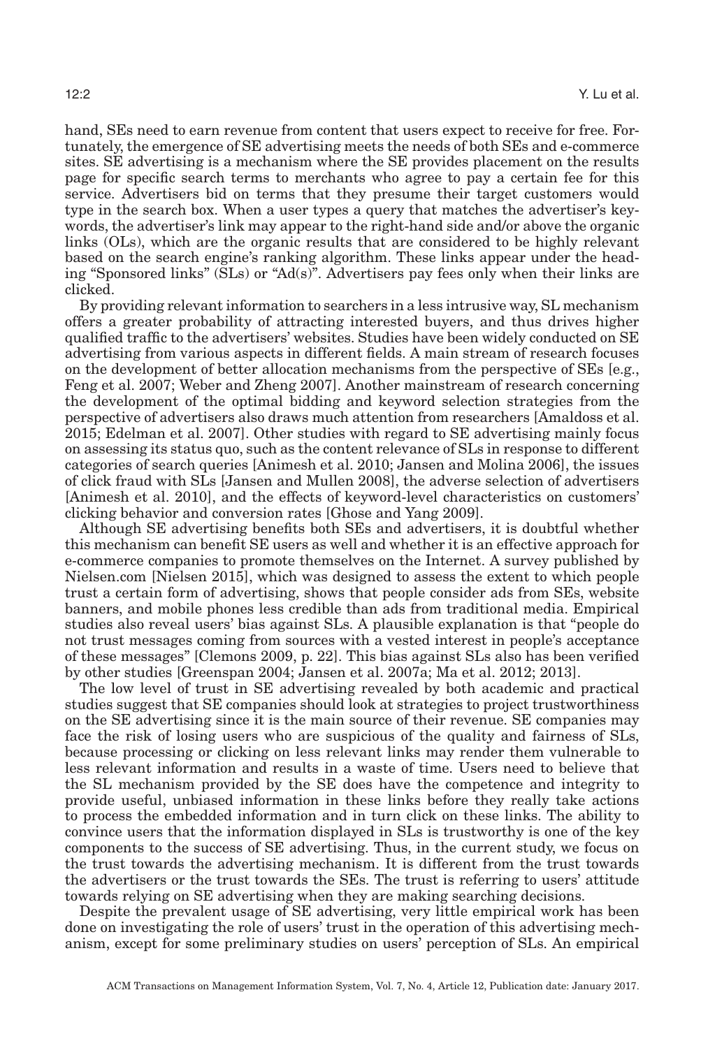hand, SEs need to earn revenue from content that users expect to receive for free. Fortunately, the emergence of SE advertising meets the needs of both SEs and e-commerce sites. SE advertising is a mechanism where the SE provides placement on the results page for specific search terms to merchants who agree to pay a certain fee for this service. Advertisers bid on terms that they presume their target customers would type in the search box. When a user types a query that matches the advertiser's keywords, the advertiser's link may appear to the right-hand side and/or above the organic links (OLs), which are the organic results that are considered to be highly relevant based on the search engine's ranking algorithm. These links appear under the heading "Sponsored links" (SLs) or "Ad(s)". Advertisers pay fees only when their links are clicked.

By providing relevant information to searchers in a less intrusive way, SL mechanism offers a greater probability of attracting interested buyers, and thus drives higher qualified traffic to the advertisers' websites. Studies have been widely conducted on SE advertising from various aspects in different fields. A main stream of research focuses on the development of better allocation mechanisms from the perspective of SEs [e.g., Feng et al. 2007; Weber and Zheng 2007]. Another mainstream of research concerning the development of the optimal bidding and keyword selection strategies from the perspective of advertisers also draws much attention from researchers [Amaldoss et al. 2015; Edelman et al. 2007]. Other studies with regard to SE advertising mainly focus on assessing its status quo, such as the content relevance of SLs in response to different categories of search queries [Animesh et al. 2010; Jansen and Molina 2006], the issues of click fraud with SLs [Jansen and Mullen 2008], the adverse selection of advertisers [Animesh et al. 2010], and the effects of keyword-level characteristics on customers' clicking behavior and conversion rates [Ghose and Yang 2009].

Although SE advertising benefits both SEs and advertisers, it is doubtful whether this mechanism can benefit SE users as well and whether it is an effective approach for e-commerce companies to promote themselves on the Internet. A survey published by Nielsen.com [Nielsen 2015], which was designed to assess the extent to which people trust a certain form of advertising, shows that people consider ads from SEs, website banners, and mobile phones less credible than ads from traditional media. Empirical studies also reveal users' bias against SLs. A plausible explanation is that "people do not trust messages coming from sources with a vested interest in people's acceptance of these messages" [Clemons 2009, p. 22]. This bias against SLs also has been verified by other studies [Greenspan 2004; Jansen et al. 2007a; Ma et al. 2012; 2013].

The low level of trust in SE advertising revealed by both academic and practical studies suggest that SE companies should look at strategies to project trustworthiness on the SE advertising since it is the main source of their revenue. SE companies may face the risk of losing users who are suspicious of the quality and fairness of SLs, because processing or clicking on less relevant links may render them vulnerable to less relevant information and results in a waste of time. Users need to believe that the SL mechanism provided by the SE does have the competence and integrity to provide useful, unbiased information in these links before they really take actions to process the embedded information and in turn click on these links. The ability to convince users that the information displayed in SLs is trustworthy is one of the key components to the success of SE advertising. Thus, in the current study, we focus on the trust towards the advertising mechanism. It is different from the trust towards the advertisers or the trust towards the SEs. The trust is referring to users' attitude towards relying on SE advertising when they are making searching decisions.

Despite the prevalent usage of SE advertising, very little empirical work has been done on investigating the role of users' trust in the operation of this advertising mechanism, except for some preliminary studies on users' perception of SLs. An empirical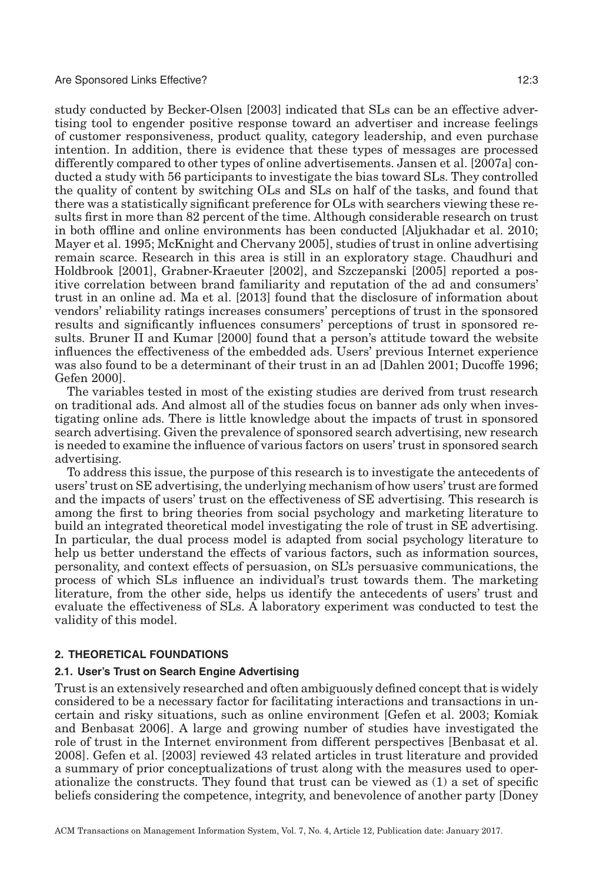study conducted by Becker-Olsen [2003] indicated that SLs can be an effective advertising tool to engender positive response toward an advertiser and increase feelings of customer responsiveness, product quality, category leadership, and even purchase intention. In addition, there is evidence that these types of messages are processed differently compared to other types of online advertisements. Jansen et al. [2007a] conducted a study with 56 participants to investigate the bias toward SLs. They controlled the quality of content by switching OLs and SLs on half of the tasks, and found that there was a statistically significant preference for OLs with searchers viewing these results first in more than 82 percent of the time. Although considerable research on trust in both offline and online environments has been conducted [Aljukhadar et al. 2010; Mayer et al. 1995; McKnight and Chervany 2005], studies of trust in online advertising remain scarce. Research in this area is still in an exploratory stage. Chaudhuri and Holdbrook [2001], Grabner-Kraeuter [2002], and Szczepanski [2005] reported a positive correlation between brand familiarity and reputation of the ad and consumers' trust in an online ad. Ma et al. [2013] found that the disclosure of information about vendors' reliability ratings increases consumers' perceptions of trust in the sponsored results and significantly influences consumers' perceptions of trust in sponsored results. Bruner II and Kumar [2000] found that a person's attitude toward the website influences the effectiveness of the embedded ads. Users' previous Internet experience was also found to be a determinant of their trust in an ad [Dahlen 2001; Ducoffe 1996; Gefen 2000].

The variables tested in most of the existing studies are derived from trust research on traditional ads. And almost all of the studies focus on banner ads only when investigating online ads. There is little knowledge about the impacts of trust in sponsored search advertising. Given the prevalence of sponsored search advertising, new research is needed to examine the influence of various factors on users' trust in sponsored search advertising.

To address this issue, the purpose of this research is to investigate the antecedents of users' trust on SE advertising, the underlying mechanism of how users' trust are formed and the impacts of users' trust on the effectiveness of SE advertising. This research is among the first to bring theories from social psychology and marketing literature to build an integrated theoretical model investigating the role of trust in SE advertising. In particular, the dual process model is adapted from social psychology literature to help us better understand the effects of various factors, such as information sources, personality, and context effects of persuasion, on SL's persuasive communications, the process of which SLs influence an individual's trust towards them. The marketing literature, from the other side, helps us identify the antecedents of users' trust and evaluate the effectiveness of SLs. A laboratory experiment was conducted to test the validity of this model.

## 2. THEORETICAL FOUNDATIONS

### 2.1. User's Trust on Search Engine Advertising

Trust is an extensively researched and often ambiguously defined concept that is widely considered to be a necessary factor for facilitating interactions and transactions in uncertain and risky situations, such as online environment [Gefen et al. 2003; Komiak and Benbasat 2006]. A large and growing number of studies have investigated the role of trust in the Internet environment from different perspectives [Benbasat et al. 2008]. Gefen et al. [2003] reviewed 43 related articles in trust literature and provided a summary of prior conceptualizations of trust along with the measures used to operationalize the constructs. They found that trust can be viewed as (1) a set of specific beliefs considering the competence, integrity, and benevolence of another party [Doney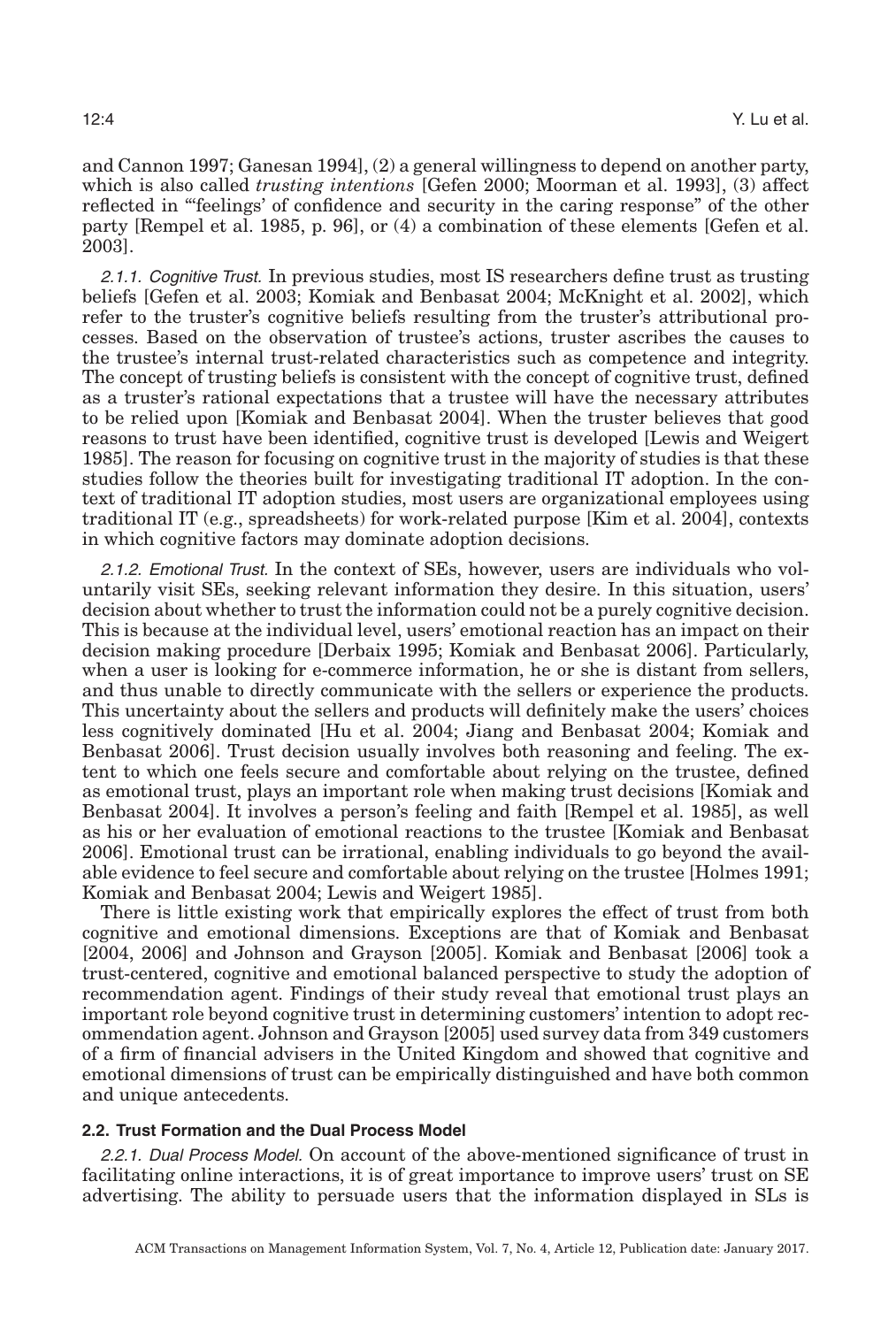and Cannon 1997; Ganesan 1994], (2) a general willingness to depend on another party, which is also called *trusting intentions* [Gefen 2000; Moorman et al. 1993], (3) affect reflected in "'feelings' of confidence and security in the caring response" of the other party [Rempel et al. 1985, p. 96], or (4) a combination of these elements [Gefen et al. 2003].

*2.1.1. Cognitive Trust.* In previous studies, most IS researchers define trust as trusting beliefs [Gefen et al. 2003; Komiak and Benbasat 2004; McKnight et al. 2002], which refer to the truster's cognitive beliefs resulting from the truster's attributional processes. Based on the observation of trustee's actions, truster ascribes the causes to the trustee's internal trust-related characteristics such as competence and integrity. The concept of trusting beliefs is consistent with the concept of cognitive trust, defined as a truster's rational expectations that a trustee will have the necessary attributes to be relied upon [Komiak and Benbasat 2004]. When the truster believes that good reasons to trust have been identified, cognitive trust is developed [Lewis and Weigert 1985]. The reason for focusing on cognitive trust in the majority of studies is that these studies follow the theories built for investigating traditional IT adoption. In the context of traditional IT adoption studies, most users are organizational employees using traditional IT (e.g., spreadsheets) for work-related purpose [Kim et al. 2004], contexts in which cognitive factors may dominate adoption decisions.

*2.1.2. Emotional Trust.* In the context of SEs, however, users are individuals who voluntarily visit SEs, seeking relevant information they desire. In this situation, users' decision about whether to trust the information could not be a purely cognitive decision. This is because at the individual level, users' emotional reaction has an impact on their decision making procedure [Derbaix 1995; Komiak and Benbasat 2006]. Particularly, when a user is looking for e-commerce information, he or she is distant from sellers, and thus unable to directly communicate with the sellers or experience the products. This uncertainty about the sellers and products will definitely make the users' choices less cognitively dominated [Hu et al. 2004; Jiang and Benbasat 2004; Komiak and Benbasat 2006]. Trust decision usually involves both reasoning and feeling. The extent to which one feels secure and comfortable about relying on the trustee, defined as emotional trust, plays an important role when making trust decisions [Komiak and Benbasat 2004]. It involves a person's feeling and faith [Rempel et al. 1985], as well as his or her evaluation of emotional reactions to the trustee [Komiak and Benbasat 2006]. Emotional trust can be irrational, enabling individuals to go beyond the available evidence to feel secure and comfortable about relying on the trustee [Holmes 1991; Komiak and Benbasat 2004; Lewis and Weigert 1985].

There is little existing work that empirically explores the effect of trust from both cognitive and emotional dimensions. Exceptions are that of Komiak and Benbasat [2004, 2006] and Johnson and Grayson [2005]. Komiak and Benbasat [2006] took a trust-centered, cognitive and emotional balanced perspective to study the adoption of recommendation agent. Findings of their study reveal that emotional trust plays an important role beyond cognitive trust in determining customers' intention to adopt recommendation agent. Johnson and Grayson [2005] used survey data from 349 customers of a firm of financial advisers in the United Kingdom and showed that cognitive and emotional dimensions of trust can be empirically distinguished and have both common and unique antecedents.

### 2.2. Trust Formation and the Dual Process Model

*2.2.1. Dual Process Model.* On account of the above-mentioned significance of trust in facilitating online interactions, it is of great importance to improve users' trust on SE advertising. The ability to persuade users that the information displayed in SLs is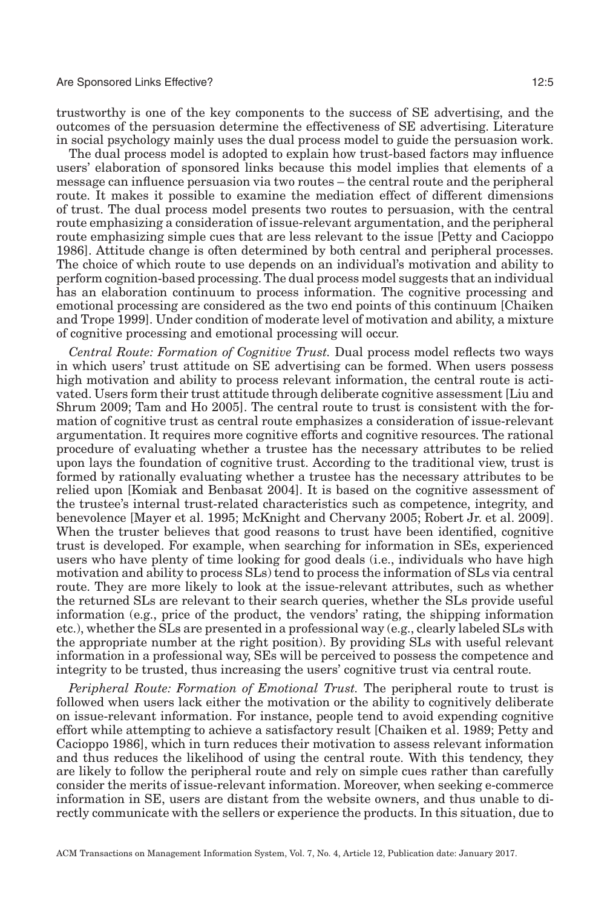trustworthy is one of the key components to the success of SE advertising, and the outcomes of the persuasion determine the effectiveness of SE advertising. Literature in social psychology mainly uses the dual process model to guide the persuasion work.

The dual process model is adopted to explain how trust-based factors may influence users' elaboration of sponsored links because this model implies that elements of a message can influence persuasion via two routes – the central route and the peripheral route. It makes it possible to examine the mediation effect of different dimensions of trust. The dual process model presents two routes to persuasion, with the central route emphasizing a consideration of issue-relevant argumentation, and the peripheral route emphasizing simple cues that are less relevant to the issue [Petty and Cacioppo 1986]. Attitude change is often determined by both central and peripheral processes. The choice of which route to use depends on an individual's motivation and ability to perform cognition-based processing. The dual process model suggests that an individual has an elaboration continuum to process information. The cognitive processing and emotional processing are considered as the two end points of this continuum [Chaiken and Trope 1999]. Under condition of moderate level of motivation and ability, a mixture of cognitive processing and emotional processing will occur.

*Central Route: Formation of Cognitive Trust.* Dual process model reflects two ways in which users' trust attitude on SE advertising can be formed. When users possess high motivation and ability to process relevant information, the central route is activated. Users form their trust attitude through deliberate cognitive assessment [Liu and Shrum 2009; Tam and Ho 2005]. The central route to trust is consistent with the formation of cognitive trust as central route emphasizes a consideration of issue-relevant argumentation. It requires more cognitive efforts and cognitive resources. The rational procedure of evaluating whether a trustee has the necessary attributes to be relied upon lays the foundation of cognitive trust. According to the traditional view, trust is formed by rationally evaluating whether a trustee has the necessary attributes to be relied upon [Komiak and Benbasat 2004]. It is based on the cognitive assessment of the trustee's internal trust-related characteristics such as competence, integrity, and benevolence [Mayer et al. 1995; McKnight and Chervany 2005; Robert Jr. et al. 2009]. When the truster believes that good reasons to trust have been identified, cognitive trust is developed. For example, when searching for information in SEs, experienced users who have plenty of time looking for good deals (i.e., individuals who have high motivation and ability to process SLs) tend to process the information of SLs via central route. They are more likely to look at the issue-relevant attributes, such as whether the returned SLs are relevant to their search queries, whether the SLs provide useful information (e.g., price of the product, the vendors' rating, the shipping information etc.), whether the SLs are presented in a professional way (e.g., clearly labeled SLs with the appropriate number at the right position). By providing SLs with useful relevant information in a professional way, SEs will be perceived to possess the competence and integrity to be trusted, thus increasing the users' cognitive trust via central route.

*Peripheral Route: Formation of Emotional Trust.* The peripheral route to trust is followed when users lack either the motivation or the ability to cognitively deliberate on issue-relevant information. For instance, people tend to avoid expending cognitive effort while attempting to achieve a satisfactory result [Chaiken et al. 1989; Petty and Cacioppo 1986], which in turn reduces their motivation to assess relevant information and thus reduces the likelihood of using the central route. With this tendency, they are likely to follow the peripheral route and rely on simple cues rather than carefully consider the merits of issue-relevant information. Moreover, when seeking e-commerce information in SE, users are distant from the website owners, and thus unable to directly communicate with the sellers or experience the products. In this situation, due to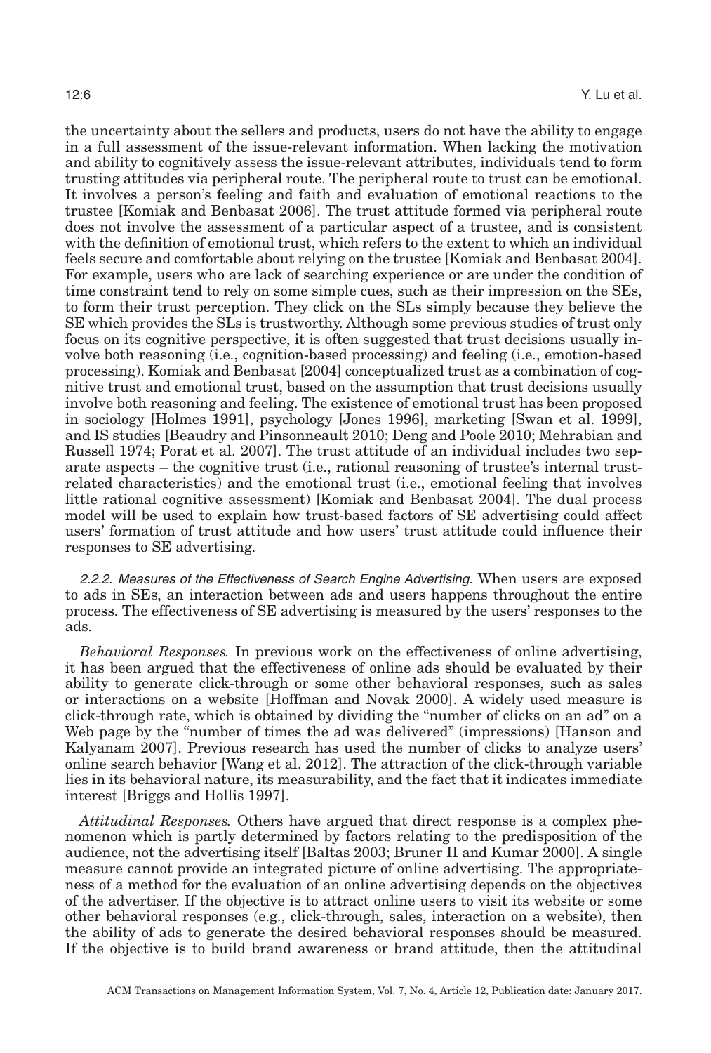the uncertainty about the sellers and products, users do not have the ability to engage in a full assessment of the issue-relevant information. When lacking the motivation and ability to cognitively assess the issue-relevant attributes, individuals tend to form trusting attitudes via peripheral route. The peripheral route to trust can be emotional. It involves a person's feeling and faith and evaluation of emotional reactions to the trustee [Komiak and Benbasat 2006]. The trust attitude formed via peripheral route does not involve the assessment of a particular aspect of a trustee, and is consistent with the definition of emotional trust, which refers to the extent to which an individual feels secure and comfortable about relying on the trustee [Komiak and Benbasat 2004]. For example, users who are lack of searching experience or are under the condition of time constraint tend to rely on some simple cues, such as their impression on the SEs, to form their trust perception. They click on the SLs simply because they believe the SE which provides the SLs is trustworthy. Although some previous studies of trust only focus on its cognitive perspective, it is often suggested that trust decisions usually involve both reasoning (i.e., cognition-based processing) and feeling (i.e., emotion-based processing). Komiak and Benbasat [2004] conceptualized trust as a combination of cognitive trust and emotional trust, based on the assumption that trust decisions usually involve both reasoning and feeling. The existence of emotional trust has been proposed in sociology [Holmes 1991], psychology [Jones 1996], marketing [Swan et al. 1999], and IS studies [Beaudry and Pinsonneault 2010; Deng and Poole 2010; Mehrabian and Russell 1974; Porat et al. 2007]. The trust attitude of an individual includes two separate aspects – the cognitive trust (i.e., rational reasoning of trustee's internal trust-related characteristics) and the emotional trust (i.e., emotional feeling that involves little rational cognitive assessment) [Komiak and Benbasat 2004]. The dual process model will be used to explain how trust-based factors of SE advertising could affect users' formation of trust attitude and how users' trust attitude could influence their responses to SE advertising.

*2.2.2. Measures of the Effectiveness of Search Engine Advertising.* When users are exposed to ads in SEs, an interaction between ads and users happens throughout the entire process. The effectiveness of SE advertising is measured by the users' responses to the ads.

*Behavioral Responses.* In previous work on the effectiveness of online advertising, it has been argued that the effectiveness of online ads should be evaluated by their ability to generate click-through or some other behavioral responses, such as sales or interactions on a website [Hoffman and Novak 2000]. A widely used measure is click-through rate, which is obtained by dividing the "number of clicks on an ad" on a Web page by the "number of times the ad was delivered" (impressions) [Hanson and Kalyanam 2007]. Previous research has used the number of clicks to analyze users' online search behavior [Wang et al. 2012]. The attraction of the click-through variable lies in its behavioral nature, its measurability, and the fact that it indicates immediate interest [Briggs and Hollis 1997].

*Attitudinal Responses.* Others have argued that direct response is a complex phenomenon which is partly determined by factors relating to the predisposition of the audience, not the advertising itself [Baltas 2003; Bruner II and Kumar 2000]. A single measure cannot provide an integrated picture of online advertising. The appropriateness of a method for the evaluation of an online advertising depends on the objectives of the advertiser. If the objective is to attract online users to visit its website or some other behavioral responses (e.g., click-through, sales, interaction on a website), then the ability of ads to generate the desired behavioral responses should be measured. If the objective is to build brand awareness or brand attitude, then the attitudinal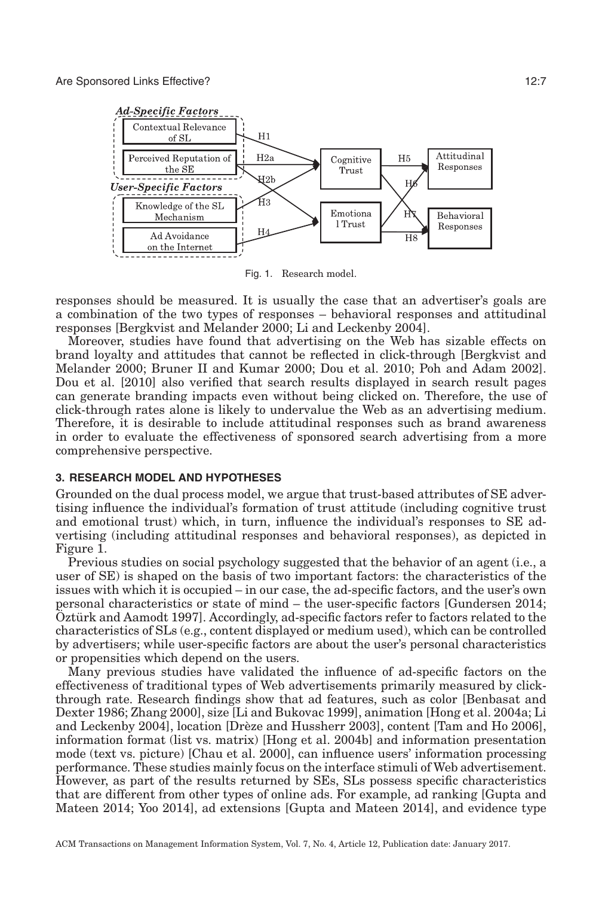Fig. 1. Research model.

responses should be measured. It is usually the case that an advertiser's goals are a combination of the two types of responses – behavioral responses and attitudinal responses [Bergkvist and Melander 2000; Li and Leckenby 2004].

Moreover, studies have found that advertising on the Web has sizable effects on brand loyalty and attitudes that cannot be reflected in click-through [Bergkvist and Melander 2000; Bruner II and Kumar 2000; Dou et al. 2010; Poh and Adam 2002]. Dou et al. [2010] also verified that search results displayed in search result pages can generate branding impacts even without being clicked on. Therefore, the use of click-through rates alone is likely to undervalue the Web as an advertising medium. Therefore, it is desirable to include attitudinal responses such as brand awareness in order to evaluate the effectiveness of sponsored search advertising from a more comprehensive perspective.

## 3. RESEARCH MODEL AND HYPOTHESES

Grounded on the dual process model, we argue that trust-based attributes of SE advertising influence the individual's formation of trust attitude (including cognitive trust and emotional trust) which, in turn, influence the individual's responses to SE advertising (including attitudinal responses and behavioral responses), as depicted in Figure 1.

Previous studies on social psychology suggested that the behavior of an agent (i.e., a user of SE) is shaped on the basis of two important factors: the characteristics of the issues with which it is occupied – in our case, the ad-specific factors, and the user's own personal characteristics or state of mind – the user-specific factors [Gundersen 2014; Öztürk and Aamodt 1997]. Accordingly, ad-specific factors refer to factors related to the characteristics of SLs (e.g., content displayed or medium used), which can be controlled by advertisers; while user-specific factors are about the user's personal characteristics or propensities which depend on the users.

Many previous studies have validated the influence of ad-specific factors on the effectiveness of traditional types of Web advertisements primarily measured by click-through rate. Research findings show that ad features, such as color [Benbasat and Dexter 1986; Zhang 2000], size [Li and Bukovac 1999], animation [Hong et al. 2004a; Li and Leckenby 2004], location [Drèze and Hussherr 2003], content [Tam and Ho 2006], information format (list vs. matrix) [Hong et al. 2004b] and information presentation mode (text vs. picture) [Chau et al. 2000], can influence users' information processing performance. These studies mainly focus on the interface stimuli of Web advertisement. However, as part of the results returned by SEs, SLs possess specific characteristics that are different from other types of online ads. For example, ad ranking [Gupta and Mateen 2014; Yoo 2014], ad extensions [Gupta and Mateen 2014], and evidence type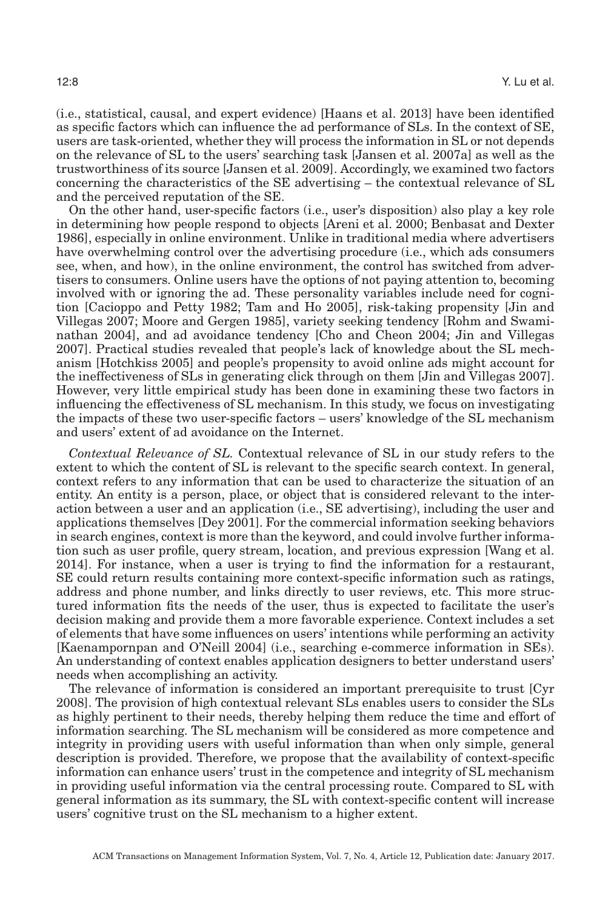(i.e., statistical, causal, and expert evidence) [Haans et al. 2013] have been identified as specific factors which can influence the ad performance of SLs. In the context of SE, users are task-oriented, whether they will process the information in SL or not depends on the relevance of SL to the users' searching task [Jansen et al. 2007a] as well as the trustworthiness of its source [Jansen et al. 2009]. Accordingly, we examined two factors concerning the characteristics of the SE advertising – the contextual relevance of SL and the perceived reputation of the SE.

On the other hand, user-specific factors (i.e., user's disposition) also play a key role in determining how people respond to objects [Areni et al. 2000; Benbasat and Dexter 1986], especially in online environment. Unlike in traditional media where advertisers have overwhelming control over the advertising procedure (i.e., which ads consumers see, when, and how), in the online environment, the control has switched from advertisers to consumers. Online users have the options of not paying attention to, becoming involved with or ignoring the ad. These personality variables include need for cognition [Cacioppo and Petty 1982; Tam and Ho 2005], risk-taking propensity [Jin and Villegas 2007; Moore and Gergen 1985], variety seeking tendency [Rohm and Swaminathan 2004], and ad avoidance tendency [Cho and Cheon 2004; Jin and Villegas 2007]. Practical studies revealed that people's lack of knowledge about the SL mechanism [Hotchkiss 2005] and people's propensity to avoid online ads might account for the ineffectiveness of SLs in generating click through on them [Jin and Villegas 2007]. However, very little empirical study has been done in examining these two factors in influencing the effectiveness of SL mechanism. In this study, we focus on investigating the impacts of these two user-specific factors – users' knowledge of the SL mechanism and users' extent of ad avoidance on the Internet.

*Contextual Relevance of SL.* Contextual relevance of SL in our study refers to the extent to which the content of SL is relevant to the specific search context. In general, context refers to any information that can be used to characterize the situation of an entity. An entity is a person, place, or object that is considered relevant to the interaction between a user and an application (i.e., SE advertising), including the user and applications themselves [Dey 2001]. For the commercial information seeking behaviors in search engines, context is more than the keyword, and could involve further information such as user profile, query stream, location, and previous expression [Wang et al. 2014]. For instance, when a user is trying to find the information for a restaurant, SE could return results containing more context-specific information such as ratings, address and phone number, and links directly to user reviews, etc. This more structured information fits the needs of the user, thus is expected to facilitate the user's decision making and provide them a more favorable experience. Context includes a set of elements that have some influences on users' intentions while performing an activity [Kaenampornpan and O'Neill 2004] (i.e., searching e-commerce information in SEs). An understanding of context enables application designers to better understand users' needs when accomplishing an activity.

The relevance of information is considered an important prerequisite to trust [Cyr 2008]. The provision of high contextual relevant SLs enables users to consider the SLs as highly pertinent to their needs, thereby helping them reduce the time and effort of information searching. The SL mechanism will be considered as more competence and integrity in providing users with useful information than when only simple, general description is provided. Therefore, we propose that the availability of context-specific information can enhance users' trust in the competence and integrity of SL mechanism in providing useful information via the central processing route. Compared to SL with general information as its summary, the SL with context-specific content will increase users' cognitive trust on the SL mechanism to a higher extent.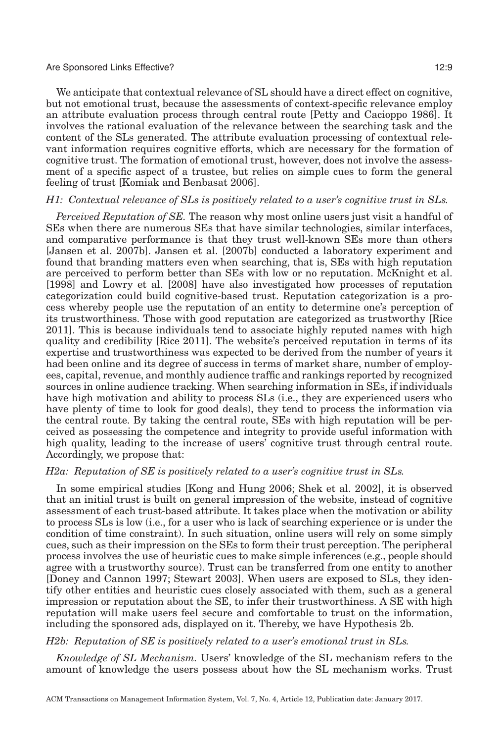We anticipate that contextual relevance of SL should have a direct effect on cognitive, but not emotional trust, because the assessments of context-specific relevance employ an attribute evaluation process through central route [Petty and Cacioppo 1986]. It involves the rational evaluation of the relevance between the searching task and the content of the SLs generated. The attribute evaluation processing of contextual relevant information requires cognitive efforts, which are necessary for the formation of cognitive trust. The formation of emotional trust, however, does not involve the assessment of a specific aspect of a trustee, but relies on simple cues to form the general feeling of trust [Komiak and Benbasat 2006].

*H1: Contextual relevance of SLs is positively related to a user's cognitive trust in SLs.*

*Perceived Reputation of SE.* The reason why most online users just visit a handful of SEs when there are numerous SEs that have similar technologies, similar interfaces, and comparative performance is that they trust well-known SEs more than others [Jansen et al. 2007b]. Jansen et al. [2007b] conducted a laboratory experiment and found that branding matters even when searching, that is, SEs with high reputation are perceived to perform better than SEs with low or no reputation. McKnight et al. [1998] and Lowry et al. [2008] have also investigated how processes of reputation categorization could build cognitive-based trust. Reputation categorization is a process whereby people use the reputation of an entity to determine one's perception of its trustworthiness. Those with good reputation are categorized as trustworthy [Rice 2011]. This is because individuals tend to associate highly reputed names with high quality and credibility [Rice 2011]. The website's perceived reputation in terms of its expertise and trustworthiness was expected to be derived from the number of years it had been online and its degree of success in terms of market share, number of employees, capital, revenue, and monthly audience traffic and rankings reported by recognized sources in online audience tracking. When searching information in SEs, if individuals have high motivation and ability to process SLs (i.e., they are experienced users who have plenty of time to look for good deals), they tend to process the information via the central route. By taking the central route, SEs with high reputation will be perceived as possessing the competence and integrity to provide useful information with high quality, leading to the increase of users' cognitive trust through central route. Accordingly, we propose that:

*H2a: Reputation of SE is positively related to a user's cognitive trust in SLs.*

In some empirical studies [Kong and Hung 2006; Shek et al. 2002], it is observed that an initial trust is built on general impression of the website, instead of cognitive assessment of each trust-based attribute. It takes place when the motivation or ability to process SLs is low (i.e., for a user who is lack of searching experience or is under the condition of time constraint). In such situation, online users will rely on some simply cues, such as their impression on the SEs to form their trust perception. The peripheral process involves the use of heuristic cues to make simple inferences (e.g., people should agree with a trustworthy source). Trust can be transferred from one entity to another [Doney and Cannon 1997; Stewart 2003]. When users are exposed to SLs, they identify other entities and heuristic cues closely associated with them, such as a general impression or reputation about the SE, to infer their trustworthiness. A SE with high reputation will make users feel secure and comfortable to trust on the information, including the sponsored ads, displayed on it. Thereby, we have Hypothesis 2b.

*H2b: Reputation of SE is positively related to a user's emotional trust in SLs.*

*Knowledge of SL Mechanism.* Users' knowledge of the SL mechanism refers to the amount of knowledge the users possess about how the SL mechanism works. Trust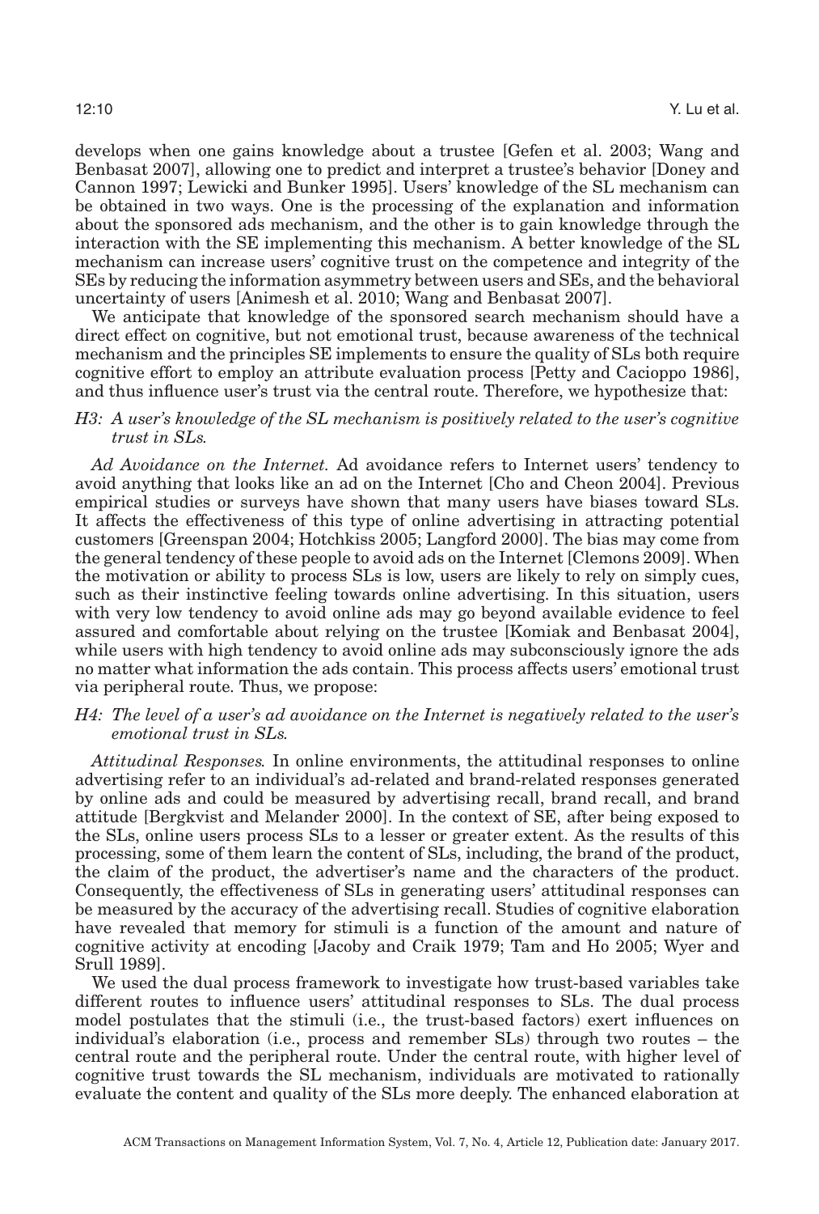develops when one gains knowledge about a trustee [Gefen et al. 2003; Wang and Benbasat 2007], allowing one to predict and interpret a trustee's behavior [Doney and Cannon 1997; Lewicki and Bunker 1995]. Users' knowledge of the SL mechanism can be obtained in two ways. One is the processing of the explanation and information about the sponsored ads mechanism, and the other is to gain knowledge through the interaction with the SE implementing this mechanism. A better knowledge of the SL mechanism can increase users' cognitive trust on the competence and integrity of the SEs by reducing the information asymmetry between users and SEs, and the behavioral uncertainty of users [Animesh et al. 2010; Wang and Benbasat 2007].

We anticipate that knowledge of the sponsored search mechanism should have a direct effect on cognitive, but not emotional trust, because awareness of the technical mechanism and the principles SE implements to ensure the quality of SLs both require cognitive effort to employ an attribute evaluation process [Petty and Cacioppo 1986], and thus influence user's trust via the central route. Therefore, we hypothesize that:

*H3: A user's knowledge of the SL mechanism is positively related to the user's cognitive trust in SLs.*

*Ad Avoidance on the Internet.* Ad avoidance refers to Internet users' tendency to avoid anything that looks like an ad on the Internet [Cho and Cheon 2004]. Previous empirical studies or surveys have shown that many users have biases toward SLs. It affects the effectiveness of this type of online advertising in attracting potential customers [Greenspan 2004; Hotchkiss 2005; Langford 2000]. The bias may come from the general tendency of these people to avoid ads on the Internet [Clemons 2009]. When the motivation or ability to process SLs is low, users are likely to rely on simply cues, such as their instinctive feeling towards online advertising. In this situation, users with very low tendency to avoid online ads may go beyond available evidence to feel assured and comfortable about relying on the trustee [Komiak and Benbasat 2004], while users with high tendency to avoid online ads may subconsciously ignore the ads no matter what information the ads contain. This process affects users' emotional trust via peripheral route. Thus, we propose:

*H4: The level of a user's ad avoidance on the Internet is negatively related to the user's emotional trust in SLs.*

*Attitudinal Responses.* In online environments, the attitudinal responses to online advertising refer to an individual's ad-related and brand-related responses generated by online ads and could be measured by advertising recall, brand recall, and brand attitude [Bergkvist and Melander 2000]. In the context of SE, after being exposed to the SLs, online users process SLs to a lesser or greater extent. As the results of this processing, some of them learn the content of SLs, including, the brand of the product, the claim of the product, the advertiser's name and the characters of the product. Consequently, the effectiveness of SLs in generating users' attitudinal responses can be measured by the accuracy of the advertising recall. Studies of cognitive elaboration have revealed that memory for stimuli is a function of the amount and nature of cognitive activity at encoding [Jacoby and Craik 1979; Tam and Ho 2005; Wyer and Srull 1989].

We used the dual process framework to investigate how trust-based variables take different routes to influence users' attitudinal responses to SLs. The dual process model postulates that the stimuli (i.e., the trust-based factors) exert influences on individual's elaboration (i.e., process and remember SLs) through two routes – the central route and the peripheral route. Under the central route, with higher level of cognitive trust towards the SL mechanism, individuals are motivated to rationally evaluate the content and quality of the SLs more deeply. The enhanced elaboration at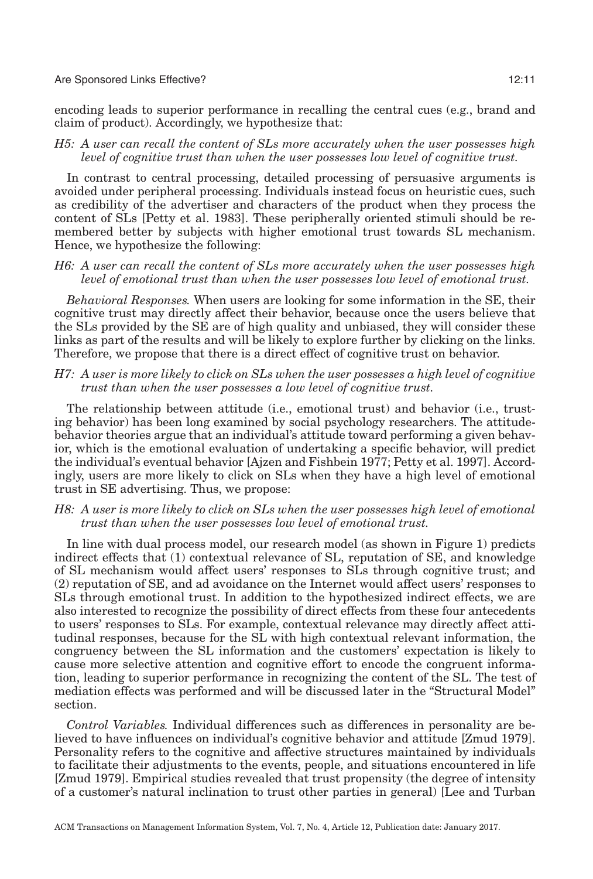encoding leads to superior performance in recalling the central cues (e.g., brand and claim of product). Accordingly, we hypothesize that:

*H5: A user can recall the content of SLs more accurately when the user possesses high level of cognitive trust than when the user possesses low level of cognitive trust.*

In contrast to central processing, detailed processing of persuasive arguments is avoided under peripheral processing. Individuals instead focus on heuristic cues, such as credibility of the advertiser and characters of the product when they process the content of SLs [Petty et al. 1983]. These peripherally oriented stimuli should be remembered better by subjects with higher emotional trust towards SL mechanism. Hence, we hypothesize the following:

*H6: A user can recall the content of SLs more accurately when the user possesses high level of emotional trust than when the user possesses low level of emotional trust.*

*Behavioral Responses.* When users are looking for some information in the SE, their cognitive trust may directly affect their behavior, because once the users believe that the SLs provided by the SE are of high quality and unbiased, they will consider these links as part of the results and will be likely to explore further by clicking on the links. Therefore, we propose that there is a direct effect of cognitive trust on behavior.

*H7: A user is more likely to click on SLs when the user possesses a high level of cognitive trust than when the user possesses a low level of cognitive trust.*

The relationship between attitude (i.e., emotional trust) and behavior (i.e., trusting behavior) has been long examined by social psychology researchers. The attitude-behavior theories argue that an individual's attitude toward performing a given behavior, which is the emotional evaluation of undertaking a specific behavior, will predict the individual's eventual behavior [Ajzen and Fishbein 1977; Petty et al. 1997]. Accordingly, users are more likely to click on SLs when they have a high level of emotional trust in SE advertising. Thus, we propose:

*H8: A user is more likely to click on SLs when the user possesses high level of emotional trust than when the user possesses low level of emotional trust.*

In line with dual process model, our research model (as shown in Figure 1) predicts indirect effects that (1) contextual relevance of SL, reputation of SE, and knowledge of SL mechanism would affect users' responses to SLs through cognitive trust; and (2) reputation of SE, and ad avoidance on the Internet would affect users' responses to SLs through emotional trust. In addition to the hypothesized indirect effects, we are also interested to recognize the possibility of direct effects from these four antecedents to users' responses to SLs. For example, contextual relevance may directly affect attitudinal responses, because for the SL with high contextual relevant information, the congruency between the SL information and the customers' expectation is likely to cause more selective attention and cognitive effort to encode the congruent information, leading to superior performance in recognizing the content of the SL. The test of mediation effects was performed and will be discussed later in the "Structural Model" section.

*Control Variables.* Individual differences such as differences in personality are believed to have influences on individual's cognitive behavior and attitude [Zmud 1979]. Personality refers to the cognitive and affective structures maintained by individuals to facilitate their adjustments to the events, people, and situations encountered in life [Zmud 1979]. Empirical studies revealed that trust propensity (the degree of intensity of a customer's natural inclination to trust other parties in general) [Lee and Turban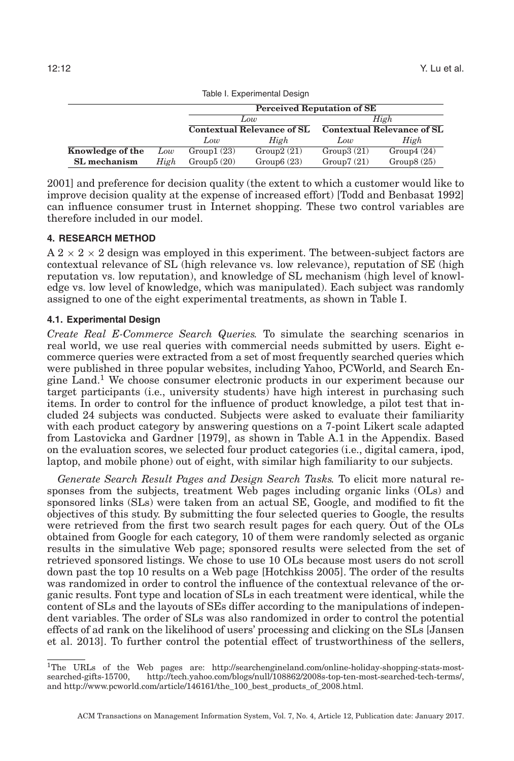Table I. Experimental Design

| | | Perceived Reputation of SE | | | |
|---|---|---|---|---|---|
| | | *Low* | | *High* | |
| | | Contextual Relevance of SL | | Contextual Relevance of SL | |
| | | *Low* | *High* | *Low* | *High* |
| **Knowledge of the** | *Low* | Group1 (23) | Group2 (21) | Group3 (21) | Group4 (24) |
| **SL mechanism** | *High* | Group5 (20) | Group6 (23) | Group7 (21) | Group8 (25) |

2001] and preference for decision quality (the extent to which a customer would like to improve decision quality at the expense of increased effort) [Todd and Benbasat 1992] can influence consumer trust in Internet shopping. These two control variables are therefore included in our model.

## 4. RESEARCH METHOD

A 2 × 2 × 2 design was employed in this experiment. The between-subject factors are contextual relevance of SL (high relevance vs. low relevance), reputation of SE (high reputation vs. low reputation), and knowledge of SL mechanism (high level of knowledge vs. low level of knowledge, which was manipulated). Each subject was randomly assigned to one of the eight experimental treatments, as shown in Table I.

### 4.1. Experimental Design

*Create Real E-Commerce Search Queries.* To simulate the searching scenarios in real world, we use real queries with commercial needs submitted by users. Eight e-commerce queries were extracted from a set of most frequently searched queries which were published in three popular websites, including Yahoo, PCWorld, and Search Engine Land.[1] We choose consumer electronic products in our experiment because our target participants (i.e., university students) have high interest in purchasing such items. In order to control for the influence of product knowledge, a pilot test that included 24 subjects was conducted. Subjects were asked to evaluate their familiarity with each product category by answering questions on a 7-point Likert scale adapted from Lastovicka and Gardner [1979], as shown in Table A.1 in the Appendix. Based on the evaluation scores, we selected four product categories (i.e., digital camera, ipod, laptop, and mobile phone) out of eight, with similar high familiarity to our subjects.

*Generate Search Result Pages and Design Search Tasks.* To elicit more natural responses from the subjects, treatment Web pages including organic links (OLs) and sponsored links (SLs) were taken from an actual SE, Google, and modified to fit the objectives of this study. By submitting the four selected queries to Google, the results were retrieved from the first two search result pages for each query. Out of the OLs obtained from Google for each category, 10 of them were randomly selected as organic results in the simulative Web page; sponsored results were selected from the set of retrieved sponsored listings. We chose to use 10 OLs because most users do not scroll down past the top 10 results on a Web page [Hotchkiss 2005]. The order of the results was randomized in order to control the influence of the contextual relevance of the organic results. Font type and location of SLs in each treatment were identical, while the content of SLs and the layouts of SEs differ according to the manipulations of independent variables. The order of SLs was also randomized in order to control the potential effects of ad rank on the likelihood of users' processing and clicking on the SLs [Jansen et al. 2013]. To further control the potential effect of trustworthiness of the sellers,

[1]The URLs of the Web pages are: http://searchengineland.com/online-holiday-shopping-stats-most-searched-gifts-15700, http://tech.yahoo.com/blogs/null/108862/2008s-top-ten-most-searched-tech-terms/, and http://www.pcworld.com/article/146161/the_100_best_products_of_2008.html.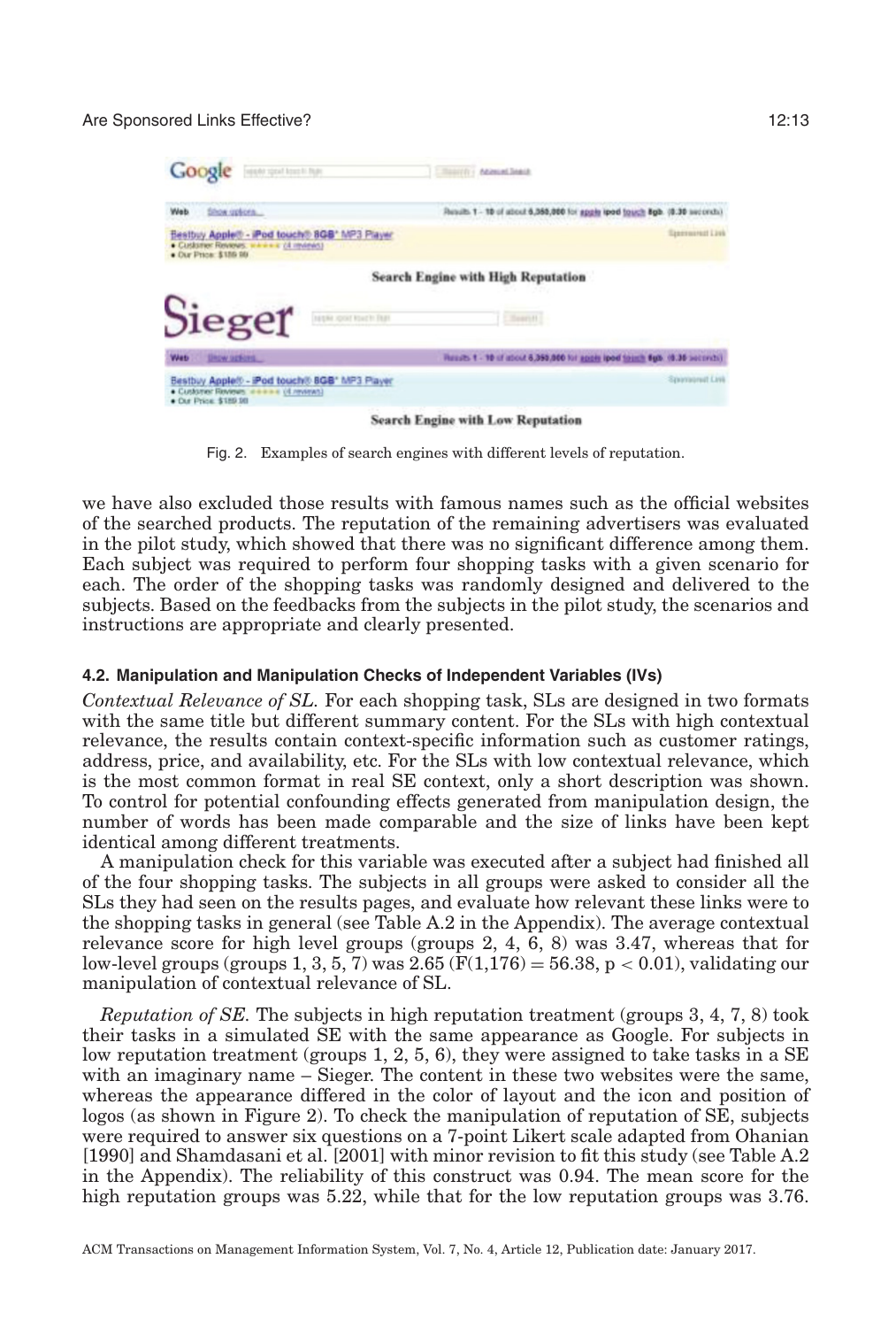Fig. 2. Examples of search engines with different levels of reputation.

we have also excluded those results with famous names such as the official websites of the searched products. The reputation of the remaining advertisers was evaluated in the pilot study, which showed that there was no significant difference among them. Each subject was required to perform four shopping tasks with a given scenario for each. The order of the shopping tasks was randomly designed and delivered to the subjects. Based on the feedbacks from the subjects in the pilot study, the scenarios and instructions are appropriate and clearly presented.

### 4.2. Manipulation and Manipulation Checks of Independent Variables (IVs)

*Contextual Relevance of SL.* For each shopping task, SLs are designed in two formats with the same title but different summary content. For the SLs with high contextual relevance, the results contain context-specific information such as customer ratings, address, price, and availability, etc. For the SLs with low contextual relevance, which is the most common format in real SE context, only a short description was shown. To control for potential confounding effects generated from manipulation design, the number of words has been made comparable and the size of links have been kept identical among different treatments.

A manipulation check for this variable was executed after a subject had finished all of the four shopping tasks. The subjects in all groups were asked to consider all the SLs they had seen on the results pages, and evaluate how relevant these links were to the shopping tasks in general (see Table A.2 in the Appendix). The average contextual relevance score for high level groups (groups 2, 4, 6, 8) was 3.47, whereas that for low-level groups (groups 1, 3, 5, 7) was 2.65 ($F(1,176) = 56.38$, $p < 0.01$), validating our manipulation of contextual relevance of SL.

*Reputation of SE.* The subjects in high reputation treatment (groups 3, 4, 7, 8) took their tasks in a simulated SE with the same appearance as Google. For subjects in low reputation treatment (groups 1, 2, 5, 6), they were assigned to take tasks in a SE with an imaginary name – Sieger. The content in these two websites were the same, whereas the appearance differed in the color of layout and the icon and position of logos (as shown in Figure 2). To check the manipulation of reputation of SE, subjects were required to answer six questions on a 7-point Likert scale adapted from Ohanian [1990] and Shamdasani et al. [2001] with minor revision to fit this study (see Table A.2 in the Appendix). The reliability of this construct was 0.94. The mean score for the high reputation groups was 5.22, while that for the low reputation groups was 3.76.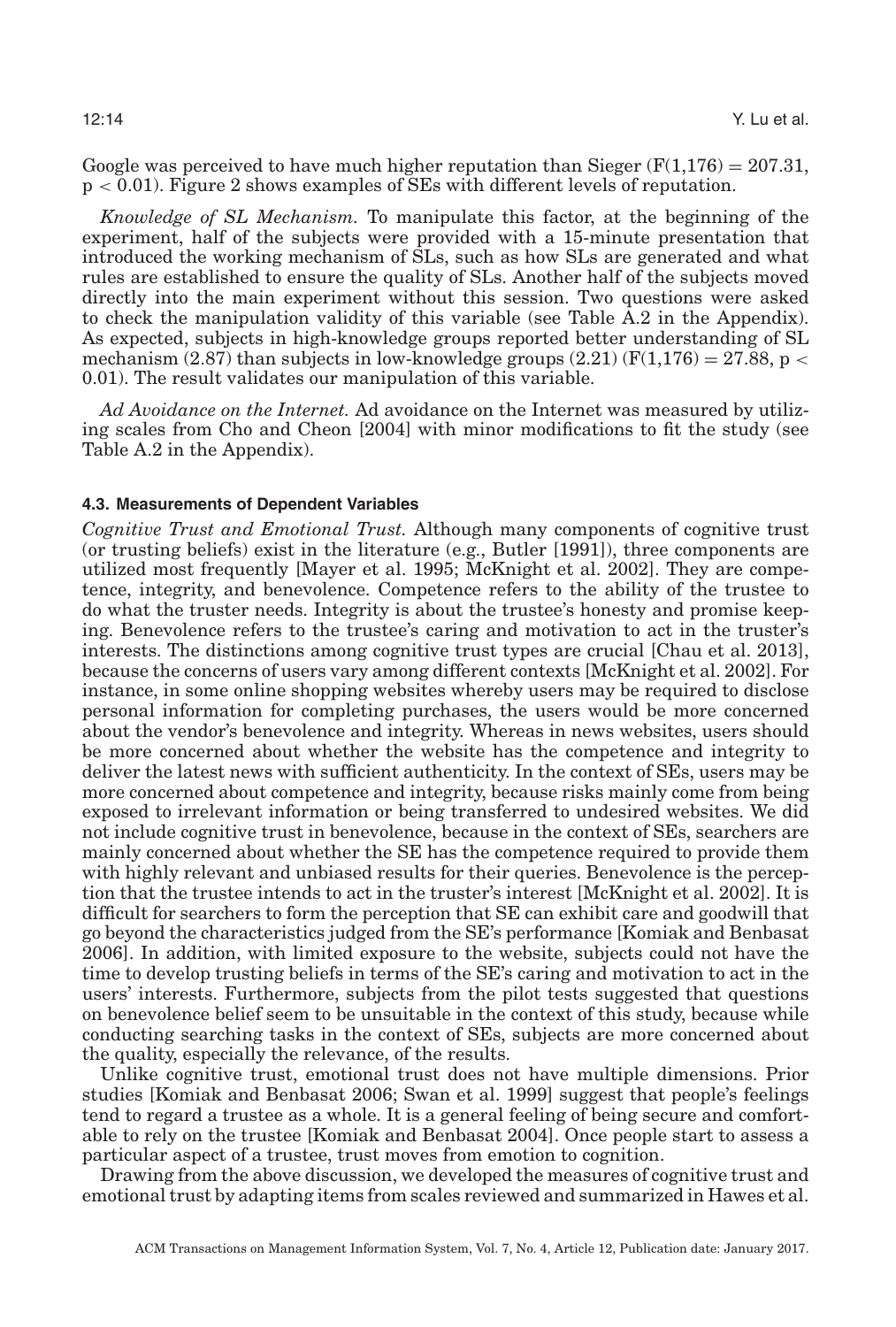Google was perceived to have much higher reputation than Sieger ($F(1,176) = 207.31$, $p < 0.01$). Figure 2 shows examples of SEs with different levels of reputation.

*Knowledge of SL Mechanism.* To manipulate this factor, at the beginning of the experiment, half of the subjects were provided with a 15-minute presentation that introduced the working mechanism of SLs, such as how SLs are generated and what rules are established to ensure the quality of SLs. Another half of the subjects moved directly into the main experiment without this session. Two questions were asked to check the manipulation validity of this variable (see Table A.2 in the Appendix). As expected, subjects in high-knowledge groups reported better understanding of SL mechanism (2.87) than subjects in low-knowledge groups (2.21) ($F(1,176) = 27.88$, $p < 0.01$). The result validates our manipulation of this variable.

*Ad Avoidance on the Internet.* Ad avoidance on the Internet was measured by utilizing scales from Cho and Cheon [2004] with minor modifications to fit the study (see Table A.2 in the Appendix).

#### 4.3. Measurements of Dependent Variables

*Cognitive Trust and Emotional Trust.* Although many components of cognitive trust (or trusting beliefs) exist in the literature (e.g., Butler [1991]), three components are utilized most frequently [Mayer et al. 1995; McKnight et al. 2002]. They are competence, integrity, and benevolence. Competence refers to the ability of the trustee to do what the truster needs. Integrity is about the trustee's honesty and promise keeping. Benevolence refers to the trustee's caring and motivation to act in the truster's interests. The distinctions among cognitive trust types are crucial [Chau et al. 2013], because the concerns of users vary among different contexts [McKnight et al. 2002]. For instance, in some online shopping websites whereby users may be required to disclose personal information for completing purchases, the users would be more concerned about the vendor's benevolence and integrity. Whereas in news websites, users should be more concerned about whether the website has the competence and integrity to deliver the latest news with sufficient authenticity. In the context of SEs, users may be more concerned about competence and integrity, because risks mainly come from being exposed to irrelevant information or being transferred to undesired websites. We did not include cognitive trust in benevolence, because in the context of SEs, searchers are mainly concerned about whether the SE has the competence required to provide them with highly relevant and unbiased results for their queries. Benevolence is the perception that the trustee intends to act in the truster's interest [McKnight et al. 2002]. It is difficult for searchers to form the perception that SE can exhibit care and goodwill that go beyond the characteristics judged from the SE's performance [Komiak and Benbasat 2006]. In addition, with limited exposure to the website, subjects could not have the time to develop trusting beliefs in terms of the SE's caring and motivation to act in the users' interests. Furthermore, subjects from the pilot tests suggested that questions on benevolence belief seem to be unsuitable in the context of this study, because while conducting searching tasks in the context of SEs, subjects are more concerned about the quality, especially the relevance, of the results.

Unlike cognitive trust, emotional trust does not have multiple dimensions. Prior studies [Komiak and Benbasat 2006; Swan et al. 1999] suggest that people's feelings tend to regard a trustee as a whole. It is a general feeling of being secure and comfortable to rely on the trustee [Komiak and Benbasat 2004]. Once people start to assess a particular aspect of a trustee, trust moves from emotion to cognition.

Drawing from the above discussion, we developed the measures of cognitive trust and emotional trust by adapting items from scales reviewed and summarized in Hawes et al.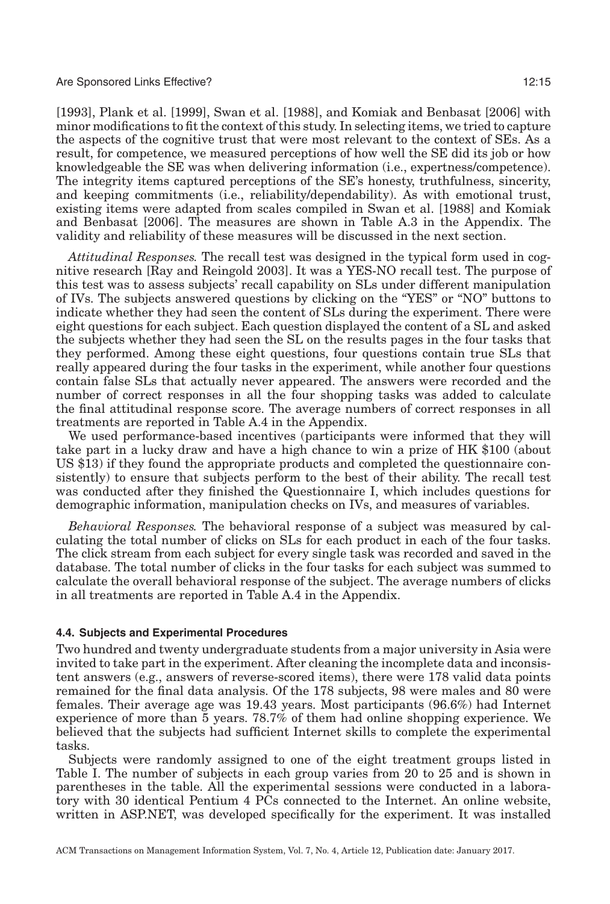[1993], Plank et al. [1999], Swan et al. [1988], and Komiak and Benbasat [2006] with minor modifications to fit the context of this study. In selecting items, we tried to capture the aspects of the cognitive trust that were most relevant to the context of SEs. As a result, for competence, we measured perceptions of how well the SE did its job or how knowledgeable the SE was when delivering information (i.e., expertness/competence). The integrity items captured perceptions of the SE's honesty, truthfulness, sincerity, and keeping commitments (i.e., reliability/dependability). As with emotional trust, existing items were adapted from scales compiled in Swan et al. [1988] and Komiak and Benbasat [2006]. The measures are shown in Table A.3 in the Appendix. The validity and reliability of these measures will be discussed in the next section.

*Attitudinal Responses.* The recall test was designed in the typical form used in cognitive research [Ray and Reingold 2003]. It was a YES-NO recall test. The purpose of this test was to assess subjects' recall capability on SLs under different manipulation of IVs. The subjects answered questions by clicking on the "YES" or "NO" buttons to indicate whether they had seen the content of SLs during the experiment. There were eight questions for each subject. Each question displayed the content of a SL and asked the subjects whether they had seen the SL on the results pages in the four tasks that they performed. Among these eight questions, four questions contain true SLs that really appeared during the four tasks in the experiment, while another four questions contain false SLs that actually never appeared. The answers were recorded and the number of correct responses in all the four shopping tasks was added to calculate the final attitudinal response score. The average numbers of correct responses in all treatments are reported in Table A.4 in the Appendix.

We used performance-based incentives (participants were informed that they will take part in a lucky draw and have a high chance to win a prize of HK $100 (about US $13) if they found the appropriate products and completed the questionnaire consistently) to ensure that subjects perform to the best of their ability. The recall test was conducted after they finished the Questionnaire I, which includes questions for demographic information, manipulation checks on IVs, and measures of variables.

*Behavioral Responses.* The behavioral response of a subject was measured by calculating the total number of clicks on SLs for each product in each of the four tasks. The click stream from each subject for every single task was recorded and saved in the database. The total number of clicks in the four tasks for each subject was summed to calculate the overall behavioral response of the subject. The average numbers of clicks in all treatments are reported in Table A.4 in the Appendix.

#### 4.4. Subjects and Experimental Procedures

Two hundred and twenty undergraduate students from a major university in Asia were invited to take part in the experiment. After cleaning the incomplete data and inconsistent answers (e.g., answers of reverse-scored items), there were 178 valid data points remained for the final data analysis. Of the 178 subjects, 98 were males and 80 were females. Their average age was 19.43 years. Most participants (96.6%) had Internet experience of more than 5 years. 78.7% of them had online shopping experience. We believed that the subjects had sufficient Internet skills to complete the experimental tasks.

Subjects were randomly assigned to one of the eight treatment groups listed in Table I. The number of subjects in each group varies from 20 to 25 and is shown in parentheses in the table. All the experimental sessions were conducted in a laboratory with 30 identical Pentium 4 PCs connected to the Internet. An online website, written in ASP.NET, was developed specifically for the experiment. It was installed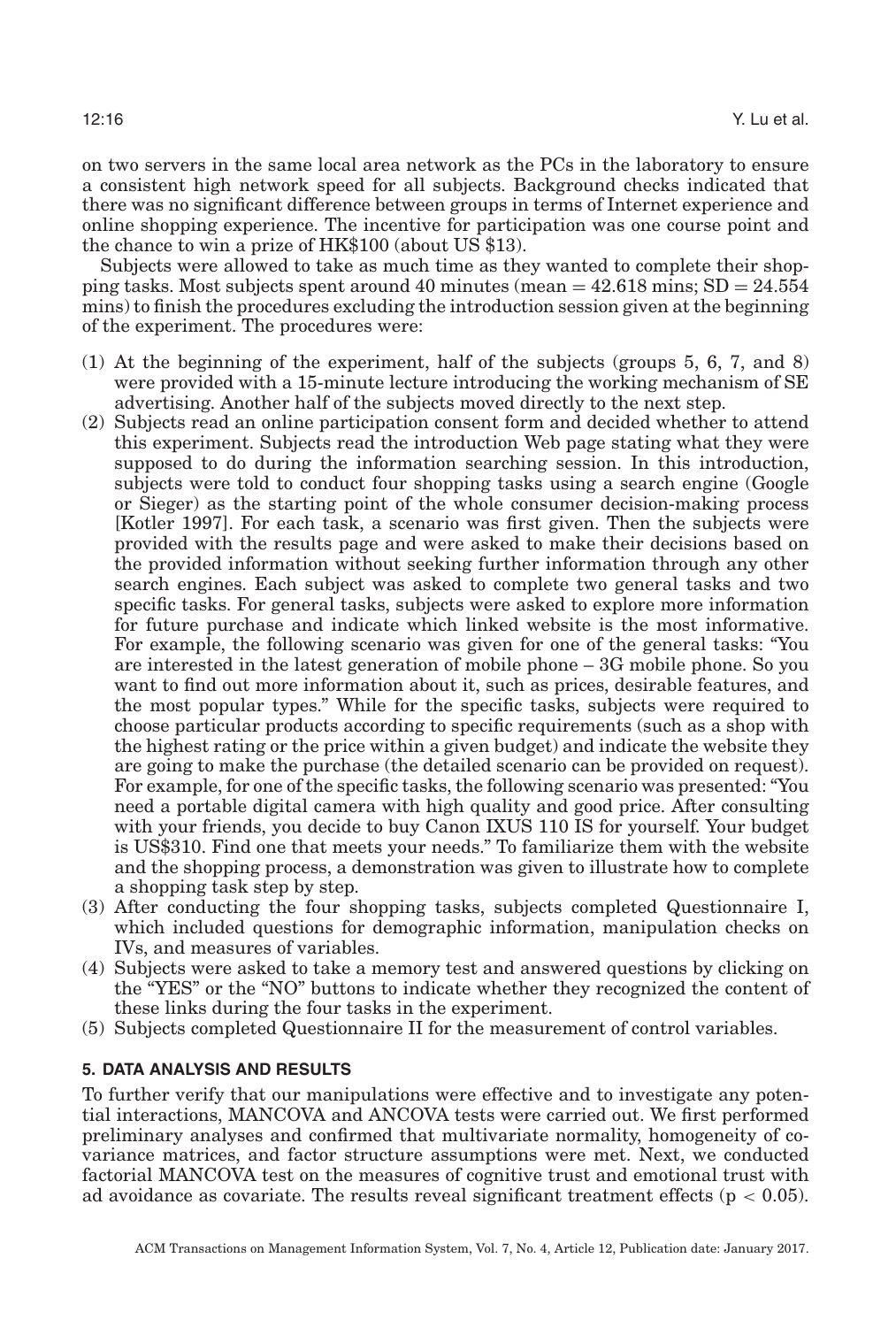on two servers in the same local area network as the PCs in the laboratory to ensure a consistent high network speed for all subjects. Background checks indicated that there was no significant difference between groups in terms of Internet experience and online shopping experience. The incentive for participation was one course point and the chance to win a prize of HK$100 (about US $13).

Subjects were allowed to take as much time as they wanted to complete their shopping tasks. Most subjects spent around 40 minutes (mean = 42.618 mins; SD = 24.554 mins) to finish the procedures excluding the introduction session given at the beginning of the experiment. The procedures were:

(1) At the beginning of the experiment, half of the subjects (groups 5, 6, 7, and 8) were provided with a 15-minute lecture introducing the working mechanism of SE advertising. Another half of the subjects moved directly to the next step.
(2) Subjects read an online participation consent form and decided whether to attend this experiment. Subjects read the introduction Web page stating what they were supposed to do during the information searching session. In this introduction, subjects were told to conduct four shopping tasks using a search engine (Google or Sieger) as the starting point of the whole consumer decision-making process [Kotler 1997]. For each task, a scenario was first given. Then the subjects were provided with the results page and were asked to make their decisions based on the provided information without seeking further information through any other search engines. Each subject was asked to complete two general tasks and two specific tasks. For general tasks, subjects were asked to explore more information for future purchase and indicate which linked website is the most informative. For example, the following scenario was given for one of the general tasks: "You are interested in the latest generation of mobile phone – 3G mobile phone. So you want to find out more information about it, such as prices, desirable features, and the most popular types." While for the specific tasks, subjects were required to choose particular products according to specific requirements (such as a shop with the highest rating or the price within a given budget) and indicate the website they are going to make the purchase (the detailed scenario can be provided on request). For example, for one of the specific tasks, the following scenario was presented: "You need a portable digital camera with high quality and good price. After consulting with your friends, you decide to buy Canon IXUS 110 IS for yourself. Your budget is US$310. Find one that meets your needs." To familiarize them with the website and the shopping process, a demonstration was given to illustrate how to complete a shopping task step by step.
(3) After conducting the four shopping tasks, subjects completed Questionnaire I, which included questions for demographic information, manipulation checks on IVs, and measures of variables.
(4) Subjects were asked to take a memory test and answered questions by clicking on the "YES" or the "NO" buttons to indicate whether they recognized the content of these links during the four tasks in the experiment.
(5) Subjects completed Questionnaire II for the measurement of control variables.

## 5. DATA ANALYSIS AND RESULTS

To further verify that our manipulations were effective and to investigate any potential interactions, MANCOVA and ANCOVA tests were carried out. We first performed preliminary analyses and confirmed that multivariate normality, homogeneity of covariance matrices, and factor structure assumptions were met. Next, we conducted factorial MANCOVA test on the measures of cognitive trust and emotional trust with ad avoidance as covariate. The results reveal significant treatment effects ($p < 0.05$).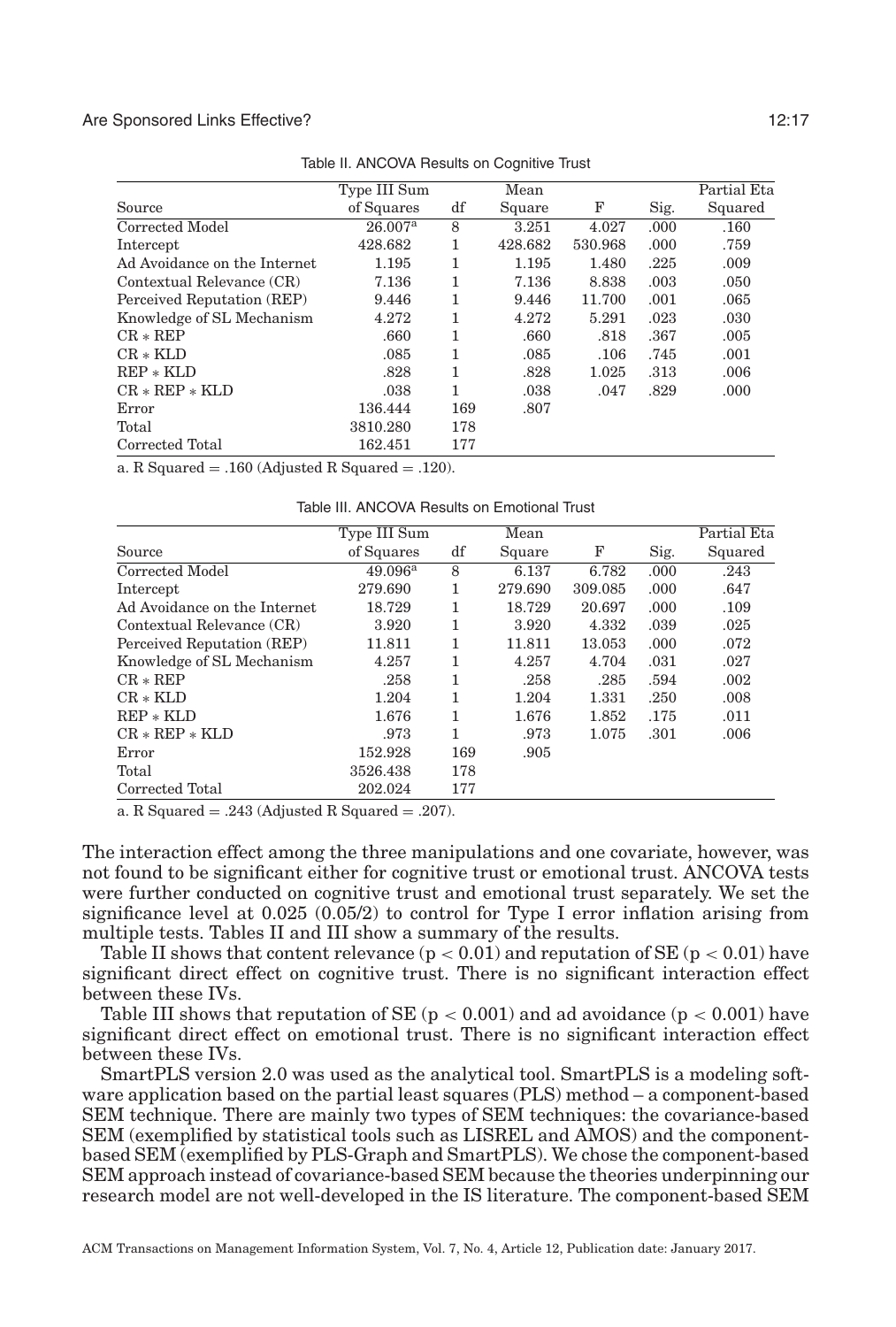Table II. ANCOVA Results on Cognitive Trust

| Source | Type III Sum of Squares | df | Mean Square | F | Sig. | Partial Eta Squared |
|---|---|---|---|---|---|---|
| Corrected Model | 26.007[a] | 8 | 3.251 | 4.027 | .000 | .160 |
| Intercept | 428.682 | 1 | 428.682 | 530.968 | .000 | .759 |
| Ad Avoidance on the Internet | 1.195 | 1 | 1.195 | 1.480 | .225 | .009 |
| Contextual Relevance (CR) | 7.136 | 1 | 7.136 | 8.838 | .003 | .050 |
| Perceived Reputation (REP) | 9.446 | 1 | 9.446 | 11.700 | .001 | .065 |
| Knowledge of SL Mechanism | 4.272 | 1 | 4.272 | 5.291 | .023 | .030 |
| CR * REP | .660 | 1 | .660 | .818 | .367 | .005 |
| CR * KLD | .085 | 1 | .085 | .106 | .745 | .001 |
| REP * KLD | .828 | 1 | .828 | 1.025 | .313 | .006 |
| CR * REP * KLD | .038 | 1 | .038 | .047 | .829 | .000 |
| Error | 136.444 | 169 | .807 | | | |
| Total | 3810.280 | 178 | | | | |
| Corrected Total | 162.451 | 177 | | | | |

a. R Squared = .160 (Adjusted R Squared = .120).

Table III. ANCOVA Results on Emotional Trust

| Source | Type III Sum of Squares | df | Mean Square | F | Sig. | Partial Eta Squared |
|---|---|---|---|---|---|---|
| Corrected Model | 49.096[a] | 8 | 6.137 | 6.782 | .000 | .243 |
| Intercept | 279.690 | 1 | 279.690 | 309.085 | .000 | .647 |
| Ad Avoidance on the Internet | 18.729 | 1 | 18.729 | 20.697 | .000 | .109 |
| Contextual Relevance (CR) | 3.920 | 1 | 3.920 | 4.332 | .039 | .025 |
| Perceived Reputation (REP) | 11.811 | 1 | 11.811 | 13.053 | .000 | .072 |
| Knowledge of SL Mechanism | 4.257 | 1 | 4.257 | 4.704 | .031 | .027 |
| CR * REP | .258 | 1 | .258 | .285 | .594 | .002 |
| CR * KLD | 1.204 | 1 | 1.204 | 1.331 | .250 | .008 |
| REP * KLD | 1.676 | 1 | 1.676 | 1.852 | .175 | .011 |
| CR * REP * KLD | .973 | 1 | .973 | 1.075 | .301 | .006 |
| Error | 152.928 | 169 | .905 | | | |
| Total | 3526.438 | 178 | | | | |
| Corrected Total | 202.024 | 177 | | | | |

a. R Squared = .243 (Adjusted R Squared = .207).

The interaction effect among the three manipulations and one covariate, however, was not found to be significant either for cognitive trust or emotional trust. ANCOVA tests were further conducted on cognitive trust and emotional trust separately. We set the significance level at 0.025 (0.05/2) to control for Type I error inflation arising from multiple tests. Tables II and III show a summary of the results.

Table II shows that content relevance ($p < 0.01$) and reputation of SE ($p < 0.01$) have significant direct effect on cognitive trust. There is no significant interaction effect between these IVs.

Table III shows that reputation of SE ($p < 0.001$) and ad avoidance ($p < 0.001$) have significant direct effect on emotional trust. There is no significant interaction effect between these IVs.

SmartPLS version 2.0 was used as the analytical tool. SmartPLS is a modeling software application based on the partial least squares (PLS) method – a component-based SEM technique. There are mainly two types of SEM techniques: the covariance-based SEM (exemplified by statistical tools such as LISREL and AMOS) and the component-based SEM (exemplified by PLS-Graph and SmartPLS). We chose the component-based SEM approach instead of covariance-based SEM because the theories underpinning our research model are not well-developed in the IS literature. The component-based SEM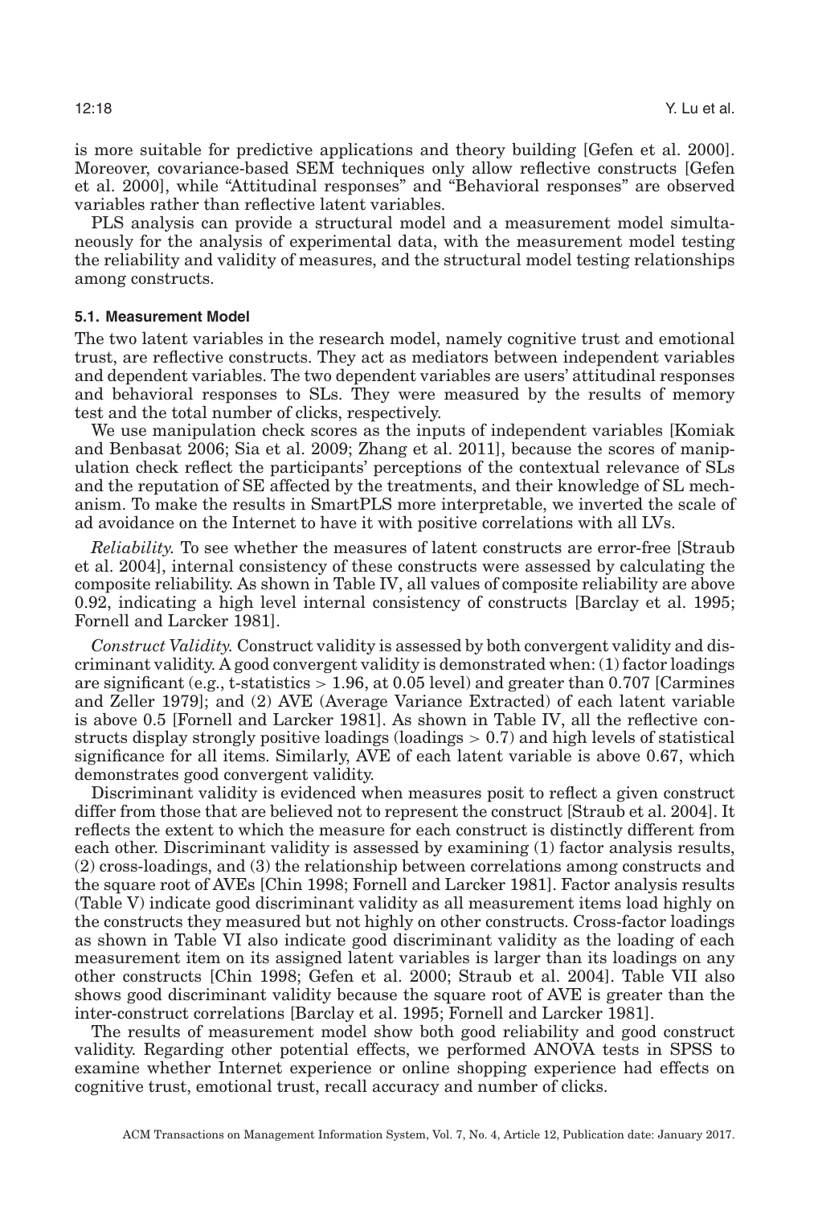is more suitable for predictive applications and theory building [Gefen et al. 2000]. Moreover, covariance-based SEM techniques only allow reflective constructs [Gefen et al. 2000], while "Attitudinal responses" and "Behavioral responses" are observed variables rather than reflective latent variables.

PLS analysis can provide a structural model and a measurement model simultaneously for the analysis of experimental data, with the measurement model testing the reliability and validity of measures, and the structural model testing relationships among constructs.

### 5.1. Measurement Model

The two latent variables in the research model, namely cognitive trust and emotional trust, are reflective constructs. They act as mediators between independent variables and dependent variables. The two dependent variables are users' attitudinal responses and behavioral responses to SLs. They were measured by the results of memory test and the total number of clicks, respectively.

We use manipulation check scores as the inputs of independent variables [Komiak and Benbasat 2006; Sia et al. 2009; Zhang et al. 2011], because the scores of manipulation check reflect the participants' perceptions of the contextual relevance of SLs and the reputation of SE affected by the treatments, and their knowledge of SL mechanism. To make the results in SmartPLS more interpretable, we inverted the scale of ad avoidance on the Internet to have it with positive correlations with all LVs.

*Reliability.* To see whether the measures of latent constructs are error-free [Straub et al. 2004], internal consistency of these constructs were assessed by calculating the composite reliability. As shown in Table IV, all values of composite reliability are above 0.92, indicating a high level internal consistency of constructs [Barclay et al. 1995; Fornell and Larcker 1981].

*Construct Validity.* Construct validity is assessed by both convergent validity and discriminant validity. A good convergent validity is demonstrated when: (1) factor loadings are significant (e.g., t-statistics $> 1.96$, at 0.05 level) and greater than 0.707 [Carmines and Zeller 1979]; and (2) AVE (Average Variance Extracted) of each latent variable is above 0.5 [Fornell and Larcker 1981]. As shown in Table IV, all the reflective constructs display strongly positive loadings (loadings $> 0.7$) and high levels of statistical significance for all items. Similarly, AVE of each latent variable is above 0.67, which demonstrates good convergent validity.

Discriminant validity is evidenced when measures posit to reflect a given construct differ from those that are believed not to represent the construct [Straub et al. 2004]. It reflects the extent to which the measure for each construct is distinctly different from each other. Discriminant validity is assessed by examining (1) factor analysis results, (2) cross-loadings, and (3) the relationship between correlations among constructs and the square root of AVEs [Chin 1998; Fornell and Larcker 1981]. Factor analysis results (Table V) indicate good discriminant validity as all measurement items load highly on the constructs they measured but not highly on other constructs. Cross-factor loadings as shown in Table VI also indicate good discriminant validity as the loading of each measurement item on its assigned latent variables is larger than its loadings on any other constructs [Chin 1998; Gefen et al. 2000; Straub et al. 2004]. Table VII also shows good discriminant validity because the square root of AVE is greater than the inter-construct correlations [Barclay et al. 1995; Fornell and Larcker 1981].

The results of measurement model show both good reliability and good construct validity. Regarding other potential effects, we performed ANOVA tests in SPSS to examine whether Internet experience or online shopping experience had effects on cognitive trust, emotional trust, recall accuracy and number of clicks.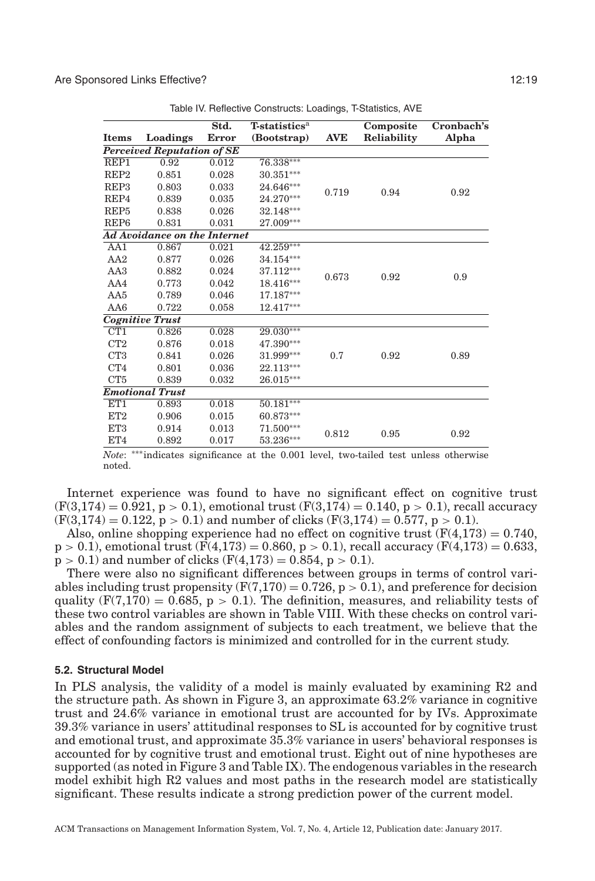Table IV. Reflective Constructs: Loadings, T-Statistics, AVE

| Items | Loadings | Std. Error | T-statistics[a] (Bootstrap) | AVE | Composite Reliability | Cronbach's Alpha |
|---|---|---|---|---|---|---|
| ***Perceived Reputation of SE*** | | | | | | |
| REP1 | 0.92 | 0.012 | 76.338*** | 0.719 | 0.94 | 0.92 |
| REP2 | 0.851 | 0.028 | 30.351*** | | | |
| REP3 | 0.803 | 0.033 | 24.646*** | | | |
| REP4 | 0.839 | 0.035 | 24.270*** | | | |
| REP5 | 0.838 | 0.026 | 32.148*** | | | |
| REP6 | 0.831 | 0.031 | 27.009*** | | | |
| ***Ad Avoidance on the Internet*** | | | | | | |
| AA1 | 0.867 | 0.021 | 42.259*** | 0.673 | 0.92 | 0.9 |
| AA2 | 0.877 | 0.026 | 34.154*** | | | |
| AA3 | 0.882 | 0.024 | 37.112*** | | | |
| AA4 | 0.773 | 0.042 | 18.416*** | | | |
| AA5 | 0.789 | 0.046 | 17.187*** | | | |
| AA6 | 0.722 | 0.058 | 12.417*** | | | |
| ***Cognitive Trust*** | | | | | | |
| CT1 | 0.826 | 0.028 | 29.030*** | 0.7 | 0.92 | 0.89 |
| CT2 | 0.876 | 0.018 | 47.390*** | | | |
| CT3 | 0.841 | 0.026 | 31.999*** | | | |
| CT4 | 0.801 | 0.036 | 22.113*** | | | |
| CT5 | 0.839 | 0.032 | 26.015*** | | | |
| ***Emotional Trust*** | | | | | | |
| ET1 | 0.893 | 0.018 | 50.181*** | 0.812 | 0.95 | 0.92 |
| ET2 | 0.906 | 0.015 | 60.873*** | | | |
| ET3 | 0.914 | 0.013 | 71.500*** | | | |
| ET4 | 0.892 | 0.017 | 53.236*** | | | |

*Note*: ***indicates significance at the 0.001 level, two-tailed test unless otherwise noted.

Internet experience was found to have no significant effect on cognitive trust ($F(3,174) = 0.921$, $p > 0.1$), emotional trust ($F(3,174) = 0.140$, $p > 0.1$), recall accuracy ($F(3,174) = 0.122$, $p > 0.1$) and number of clicks ($F(3,174) = 0.577$, $p > 0.1$).

Also, online shopping experience had no effect on cognitive trust ($F(4,173) = 0.740$, $p > 0.1$), emotional trust ($F(4,173) = 0.860$, $p > 0.1$), recall accuracy ($F(4,173) = 0.633$, $p > 0.1$) and number of clicks ($F(4,173) = 0.854$, $p > 0.1$).

There were also no significant differences between groups in terms of control variables including trust propensity ($F(7,170) = 0.726$, $p > 0.1$), and preference for decision quality ($F(7,170) = 0.685$, $p > 0.1$). The definition, measures, and reliability tests of these two control variables are shown in Table VIII. With these checks on control variables and the random assignment of subjects to each treatment, we believe that the effect of confounding factors is minimized and controlled for in the current study.

### 5.2. Structural Model

In PLS analysis, the validity of a model is mainly evaluated by examining R2 and the structure path. As shown in Figure 3, an approximate 63.2% variance in cognitive trust and 24.6% variance in emotional trust are accounted for by IVs. Approximate 39.3% variance in users' attitudinal responses to SL is accounted for by cognitive trust and emotional trust, and approximate 35.3% variance in users' behavioral responses is accounted for by cognitive trust and emotional trust. Eight out of nine hypotheses are supported (as noted in Figure 3 and Table IX). The endogenous variables in the research model exhibit high R2 values and most paths in the research model are statistically significant. These results indicate a strong prediction power of the current model.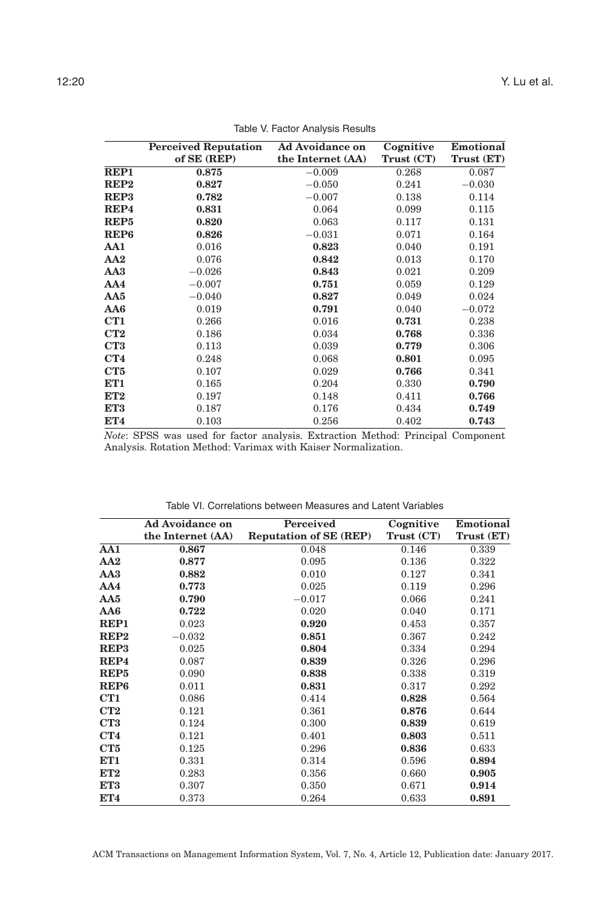Table V. Factor Analysis Results

| | **Perceived Reputation of SE (REP)** | **Ad Avoidance on the Internet (AA)** | **Cognitive Trust (CT)** | **Emotional Trust (ET)** |
|---|---|---|---|---|
| **REP1** | **0.875** | −0.009 | 0.268 | 0.087 |
| **REP2** | **0.827** | −0.050 | 0.241 | −0.030 |
| **REP3** | **0.782** | −0.007 | 0.138 | 0.114 |
| **REP4** | **0.831** | 0.064 | 0.099 | 0.115 |
| **REP5** | **0.820** | 0.063 | 0.117 | 0.131 |
| **REP6** | **0.826** | −0.031 | 0.071 | 0.164 |
| **AA1** | 0.016 | **0.823** | 0.040 | 0.191 |
| **AA2** | 0.076 | **0.842** | 0.013 | 0.170 |
| **AA3** | −0.026 | **0.843** | 0.021 | 0.209 |
| **AA4** | −0.007 | **0.751** | 0.059 | 0.129 |
| **AA5** | −0.040 | **0.827** | 0.049 | 0.024 |
| **AA6** | 0.019 | **0.791** | 0.040 | −0.072 |
| **CT1** | 0.266 | 0.016 | **0.731** | 0.238 |
| **CT2** | 0.186 | 0.034 | **0.768** | 0.336 |
| **CT3** | 0.113 | 0.039 | **0.779** | 0.306 |
| **CT4** | 0.248 | 0.068 | **0.801** | 0.095 |
| **CT5** | 0.107 | 0.029 | **0.766** | 0.341 |
| **ET1** | 0.165 | 0.204 | 0.330 | **0.790** |
| **ET2** | 0.197 | 0.148 | 0.411 | **0.766** |
| **ET3** | 0.187 | 0.176 | 0.434 | **0.749** |
| **ET4** | 0.103 | 0.256 | 0.402 | **0.743** |

*Note*: SPSS was used for factor analysis. Extraction Method: Principal Component Analysis. Rotation Method: Varimax with Kaiser Normalization.

Table VI. Correlations between Measures and Latent Variables

| | **Ad Avoidance on the Internet (AA)** | **Perceived Reputation of SE (REP)** | **Cognitive Trust (CT)** | **Emotional Trust (ET)** |
|---|---|---|---|---|
| **AA1** | **0.867** | 0.048 | 0.146 | 0.339 |
| **AA2** | **0.877** | 0.095 | 0.136 | 0.322 |
| **AA3** | **0.882** | 0.010 | 0.127 | 0.341 |
| **AA4** | **0.773** | 0.025 | 0.119 | 0.296 |
| **AA5** | **0.790** | −0.017 | 0.066 | 0.241 |
| **AA6** | **0.722** | 0.020 | 0.040 | 0.171 |
| **REP1** | 0.023 | **0.920** | 0.453 | 0.357 |
| **REP2** | −0.032 | **0.851** | 0.367 | 0.242 |
| **REP3** | 0.025 | **0.804** | 0.334 | 0.294 |
| **REP4** | 0.087 | **0.839** | 0.326 | 0.296 |
| **REP5** | 0.090 | **0.838** | 0.338 | 0.319 |
| **REP6** | 0.011 | **0.831** | 0.317 | 0.292 |
| **CT1** | 0.086 | 0.414 | **0.828** | 0.564 |
| **CT2** | 0.121 | 0.361 | **0.876** | 0.644 |
| **CT3** | 0.124 | 0.300 | **0.839** | 0.619 |
| **CT4** | 0.121 | 0.401 | **0.803** | 0.511 |
| **CT5** | 0.125 | 0.296 | **0.836** | 0.633 |
| **ET1** | 0.331 | 0.314 | 0.596 | **0.894** |
| **ET2** | 0.283 | 0.356 | 0.660 | **0.905** |
| **ET3** | 0.307 | 0.350 | 0.671 | **0.914** |
| **ET4** | 0.373 | 0.264 | 0.633 | **0.891** |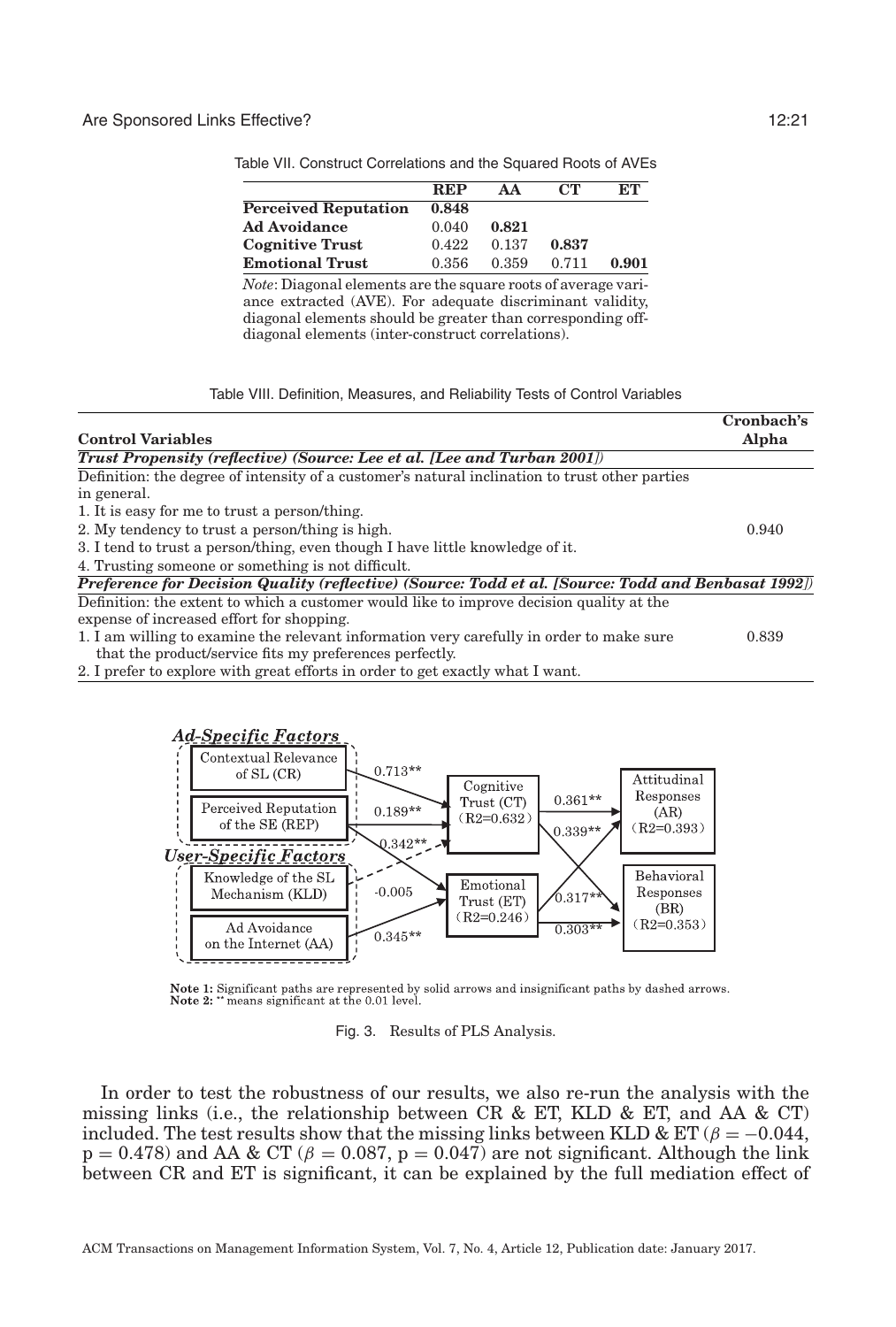Table VII. Construct Correlations and the Squared Roots of AVEs

| | REP | AA | CT | ET |
|---|---|---|---|---|
| **Perceived Reputation** | **0.848** | | | |
| **Ad Avoidance** | 0.040 | **0.821** | | |
| **Cognitive Trust** | 0.422 | 0.137 | **0.837** | |
| **Emotional Trust** | 0.356 | 0.359 | 0.711 | **0.901** |

*Note*: Diagonal elements are the square roots of average variance extracted (AVE). For adequate discriminant validity, diagonal elements should be greater than corresponding off-diagonal elements (inter-construct correlations).

Table VIII. Definition, Measures, and Reliability Tests of Control Variables

| Control Variables | Cronbach's Alpha |
|---|---|
| ***Trust Propensity (reflective) (Source: Lee et al. [Lee and Turban 2001])*** | |
| Definition: the degree of intensity of a customer's natural inclination to trust other parties in general. | |
| 1. It is easy for me to trust a person/thing. | |
| 2. My tendency to trust a person/thing is high. | 0.940 |
| 3. I tend to trust a person/thing, even though I have little knowledge of it. | |
| 4. Trusting someone or something is not difficult. | |
| ***Preference for Decision Quality (reflective) (Source: Todd et al. [Source: Todd and Benbasat 1992])*** | |
| Definition: the extent to which a customer would like to improve decision quality at the expense of increased effort for shopping. | |
| 1. I am willing to examine the relevant information very carefully in order to make sure that the product/service fits my preferences perfectly. | 0.839 |
| 2. I prefer to explore with great efforts in order to get exactly what I want. | |

**Note 1:** Significant paths are represented by solid arrows and insignificant paths by dashed arrows.
**Note 2:** ** means significant at the 0.01 level.

Fig. 3. Results of PLS Analysis.

In order to test the robustness of our results, we also re-run the analysis with the missing links (i.e., the relationship between CR & ET, KLD & ET, and AA & CT) included. The test results show that the missing links between KLD & ET ($\beta = -0.044$, $p = 0.478$) and AA & CT ($\beta = 0.087$, $p = 0.047$) are not significant. Although the link between CR and ET is significant, it can be explained by the full mediation effect of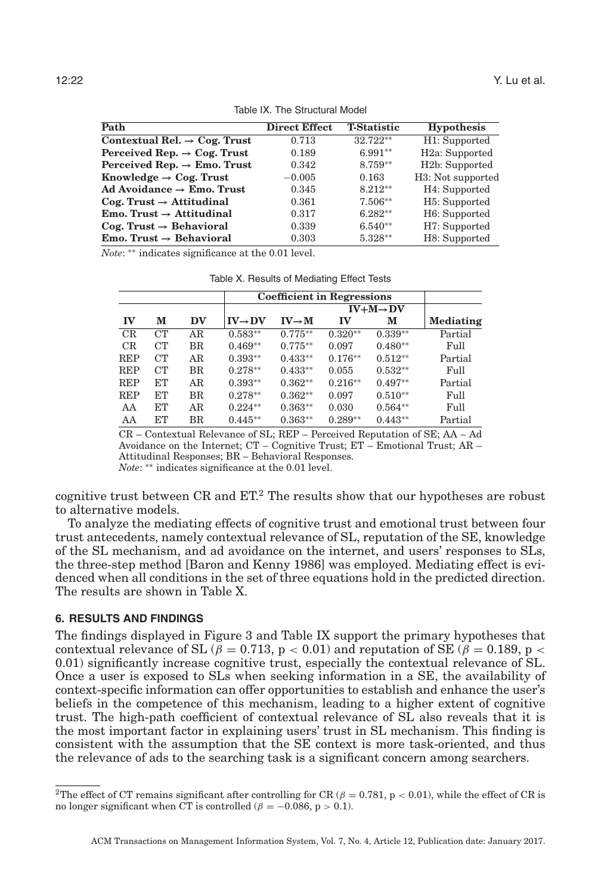Table IX. The Structural Model

| Path | Direct Effect | T-Statistic | Hypothesis |
|---|---|---|---|
| **Contextual Rel. → Cog. Trust** | 0.713 | 32.722** | H1: Supported |
| **Perceived Rep. → Cog. Trust** | 0.189 | 6.991** | H2a: Supported |
| **Perceived Rep. → Emo. Trust** | 0.342 | 8.759** | H2b: Supported |
| **Knowledge → Cog. Trust** | −0.005 | 0.163 | H3: Not supported |
| **Ad Avoidance → Emo. Trust** | 0.345 | 8.212** | H4: Supported |
| **Cog. Trust → Attitudinal** | 0.361 | 7.506** | H5: Supported |
| **Emo. Trust → Attitudinal** | 0.317 | 6.282** | H6: Supported |
| **Cog. Trust → Behavioral** | 0.339 | 6.540** | H7: Supported |
| **Emo. Trust → Behavioral** | 0.303 | 5.328** | H8: Supported |

*Note*: ** indicates significance at the 0.01 level.

Table X. Results of Mediating Effect Tests

| | | | **Coefficient in Regressions** | | | | |
|---|---|---|---|---|---|---|---|
| | | | | | **IV+M→DV** | | |
| **IV** | **M** | **DV** | **IV→DV** | **IV→M** | **IV** | **M** | **Mediating** |
| CR | CT | AR | 0.583** | 0.775** | 0.320** | 0.339** | Partial |
| CR | CT | BR | 0.469** | 0.775** | 0.097 | 0.480** | Full |
| REP | CT | AR | 0.393** | 0.433** | 0.176** | 0.512** | Partial |
| REP | CT | BR | 0.278** | 0.433** | 0.055 | 0.532** | Full |
| REP | ET | AR | 0.393** | 0.362** | 0.216** | 0.497** | Partial |
| REP | ET | BR | 0.278** | 0.362** | 0.097 | 0.510** | Full |
| AA | ET | AR | 0.224** | 0.363** | 0.030 | 0.564** | Full |
| AA | ET | BR | 0.445** | 0.363** | 0.289** | 0.443** | Partial |

CR – Contextual Relevance of SL; REP – Perceived Reputation of SE; AA – Ad Avoidance on the Internet; CT – Cognitive Trust; ET – Emotional Trust; AR – Attitudinal Responses; BR – Behavioral Responses.
*Note*: ** indicates significance at the 0.01 level.

cognitive trust between CR and ET.[2] The results show that our hypotheses are robust to alternative models.

To analyze the mediating effects of cognitive trust and emotional trust between four trust antecedents, namely contextual relevance of SL, reputation of the SE, knowledge of the SL mechanism, and ad avoidance on the internet, and users' responses to SLs, the three-step method [Baron and Kenny 1986] was employed. Mediating effect is evidenced when all conditions in the set of three equations hold in the predicted direction. The results are shown in Table X.

## 6. RESULTS AND FINDINGS

The findings displayed in Figure 3 and Table IX support the primary hypotheses that contextual relevance of SL ($\beta = 0.713$, $p < 0.01$) and reputation of SE ($\beta = 0.189$, $p < 0.01$) significantly increase cognitive trust, especially the contextual relevance of SL. Once a user is exposed to SLs when seeking information in a SE, the availability of context-specific information can offer opportunities to establish and enhance the user's beliefs in the competence of this mechanism, leading to a higher extent of cognitive trust. The high-path coefficient of contextual relevance of SL also reveals that it is the most important factor in explaining users' trust in SL mechanism. This finding is consistent with the assumption that the SE context is more task-oriented, and thus the relevance of ads to the searching task is a significant concern among searchers.

[2]The effect of CT remains significant after controlling for CR ($\beta = 0.781$, $p < 0.01$), while the effect of CR is no longer significant when CT is controlled ($\beta = -0.086$, $p > 0.1$).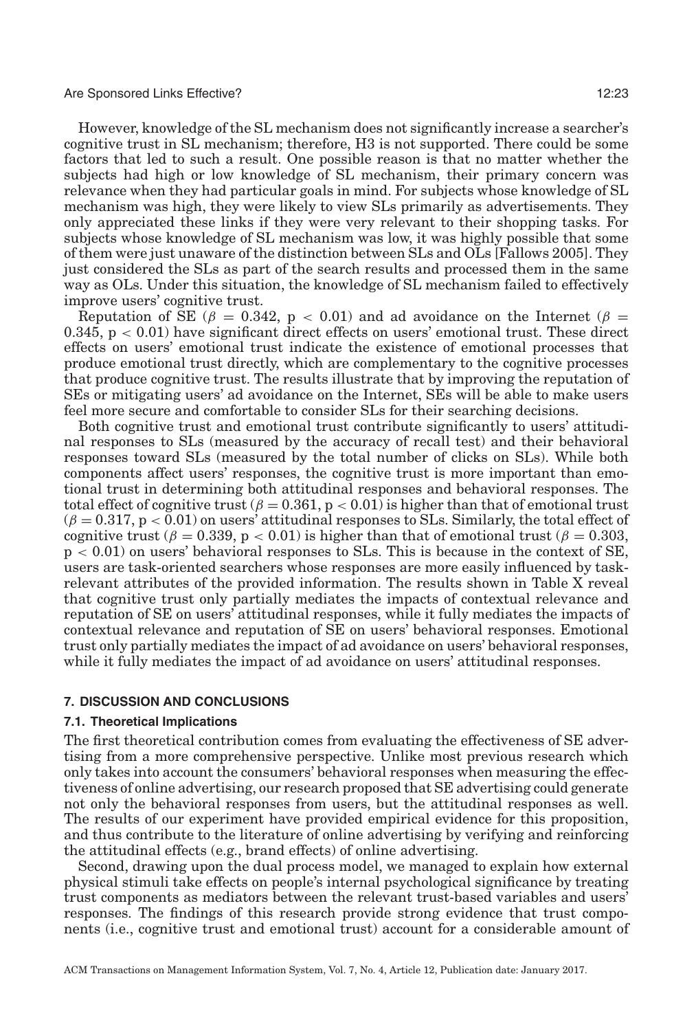However, knowledge of the SL mechanism does not significantly increase a searcher's cognitive trust in SL mechanism; therefore, H3 is not supported. There could be some factors that led to such a result. One possible reason is that no matter whether the subjects had high or low knowledge of SL mechanism, their primary concern was relevance when they had particular goals in mind. For subjects whose knowledge of SL mechanism was high, they were likely to view SLs primarily as advertisements. They only appreciated these links if they were very relevant to their shopping tasks. For subjects whose knowledge of SL mechanism was low, it was highly possible that some of them were just unaware of the distinction between SLs and OLs [Fallows 2005]. They just considered the SLs as part of the search results and processed them in the same way as OLs. Under this situation, the knowledge of SL mechanism failed to effectively improve users' cognitive trust.

Reputation of SE ($\beta = 0.342$, $p < 0.01$) and ad avoidance on the Internet ($\beta = 0.345$, $p < 0.01$) have significant direct effects on users' emotional trust. These direct effects on users' emotional trust indicate the existence of emotional processes that produce emotional trust directly, which are complementary to the cognitive processes that produce cognitive trust. The results illustrate that by improving the reputation of SEs or mitigating users' ad avoidance on the Internet, SEs will be able to make users feel more secure and comfortable to consider SLs for their searching decisions.

Both cognitive trust and emotional trust contribute significantly to users' attitudinal responses to SLs (measured by the accuracy of recall test) and their behavioral responses toward SLs (measured by the total number of clicks on SLs). While both components affect users' responses, the cognitive trust is more important than emotional trust in determining both attitudinal responses and behavioral responses. The total effect of cognitive trust ($\beta = 0.361$, $p < 0.01$) is higher than that of emotional trust ($\beta = 0.317$, $p < 0.01$) on users' attitudinal responses to SLs. Similarly, the total effect of cognitive trust ($\beta = 0.339$, $p < 0.01$) is higher than that of emotional trust ($\beta = 0.303$, $p < 0.01$) on users' behavioral responses to SLs. This is because in the context of SE, users are task-oriented searchers whose responses are more easily influenced by task-relevant attributes of the provided information. The results shown in Table X reveal that cognitive trust only partially mediates the impacts of contextual relevance and reputation of SE on users' attitudinal responses, while it fully mediates the impacts of contextual relevance and reputation of SE on users' behavioral responses. Emotional trust only partially mediates the impact of ad avoidance on users' behavioral responses, while it fully mediates the impact of ad avoidance on users' attitudinal responses.

## 7. DISCUSSION AND CONCLUSIONS

### 7.1. Theoretical Implications

The first theoretical contribution comes from evaluating the effectiveness of SE advertising from a more comprehensive perspective. Unlike most previous research which only takes into account the consumers' behavioral responses when measuring the effectiveness of online advertising, our research proposed that SE advertising could generate not only the behavioral responses from users, but the attitudinal responses as well. The results of our experiment have provided empirical evidence for this proposition, and thus contribute to the literature of online advertising by verifying and reinforcing the attitudinal effects (e.g., brand effects) of online advertising.

Second, drawing upon the dual process model, we managed to explain how external physical stimuli take effects on people's internal psychological significance by treating trust components as mediators between the relevant trust-based variables and users' responses. The findings of this research provide strong evidence that trust components (i.e., cognitive trust and emotional trust) account for a considerable amount of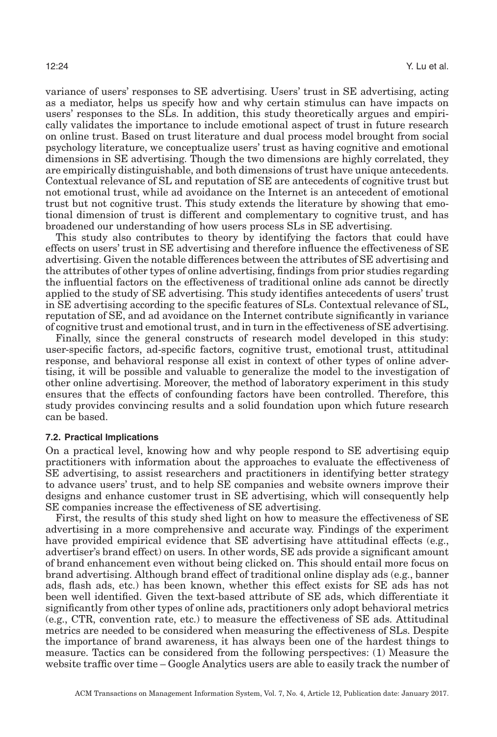variance of users' responses to SE advertising. Users' trust in SE advertising, acting as a mediator, helps us specify how and why certain stimulus can have impacts on users' responses to the SLs. In addition, this study theoretically argues and empirically validates the importance to include emotional aspect of trust in future research on online trust. Based on trust literature and dual process model brought from social psychology literature, we conceptualize users' trust as having cognitive and emotional dimensions in SE advertising. Though the two dimensions are highly correlated, they are empirically distinguishable, and both dimensions of trust have unique antecedents. Contextual relevance of SL and reputation of SE are antecedents of cognitive trust but not emotional trust, while ad avoidance on the Internet is an antecedent of emotional trust but not cognitive trust. This study extends the literature by showing that emotional dimension of trust is different and complementary to cognitive trust, and has broadened our understanding of how users process SLs in SE advertising.

This study also contributes to theory by identifying the factors that could have effects on users' trust in SE advertising and therefore influence the effectiveness of SE advertising. Given the notable differences between the attributes of SE advertising and the attributes of other types of online advertising, findings from prior studies regarding the influential factors on the effectiveness of traditional online ads cannot be directly applied to the study of SE advertising. This study identifies antecedents of users' trust in SE advertising according to the specific features of SLs. Contextual relevance of SL, reputation of SE, and ad avoidance on the Internet contribute significantly in variance of cognitive trust and emotional trust, and in turn in the effectiveness of SE advertising.

Finally, since the general constructs of research model developed in this study: user-specific factors, ad-specific factors, cognitive trust, emotional trust, attitudinal response, and behavioral response all exist in context of other types of online advertising, it will be possible and valuable to generalize the model to the investigation of other online advertising. Moreover, the method of laboratory experiment in this study ensures that the effects of confounding factors have been controlled. Therefore, this study provides convincing results and a solid foundation upon which future research can be based.

### 7.2. Practical Implications

On a practical level, knowing how and why people respond to SE advertising equip practitioners with information about the approaches to evaluate the effectiveness of SE advertising, to assist researchers and practitioners in identifying better strategy to advance users' trust, and to help SE companies and website owners improve their designs and enhance customer trust in SE advertising, which will consequently help SE companies increase the effectiveness of SE advertising.

First, the results of this study shed light on how to measure the effectiveness of SE advertising in a more comprehensive and accurate way. Findings of the experiment have provided empirical evidence that SE advertising have attitudinal effects (e.g., advertiser's brand effect) on users. In other words, SE ads provide a significant amount of brand enhancement even without being clicked on. This should entail more focus on brand advertising. Although brand effect of traditional online display ads (e.g., banner ads, flash ads, etc.) has been known, whether this effect exists for SE ads has not been well identified. Given the text-based attribute of SE ads, which differentiate it significantly from other types of online ads, practitioners only adopt behavioral metrics (e.g., CTR, convention rate, etc.) to measure the effectiveness of SE ads. Attitudinal metrics are needed to be considered when measuring the effectiveness of SLs. Despite the importance of brand awareness, it has always been one of the hardest things to measure. Tactics can be considered from the following perspectives: (1) Measure the website traffic over time – Google Analytics users are able to easily track the number of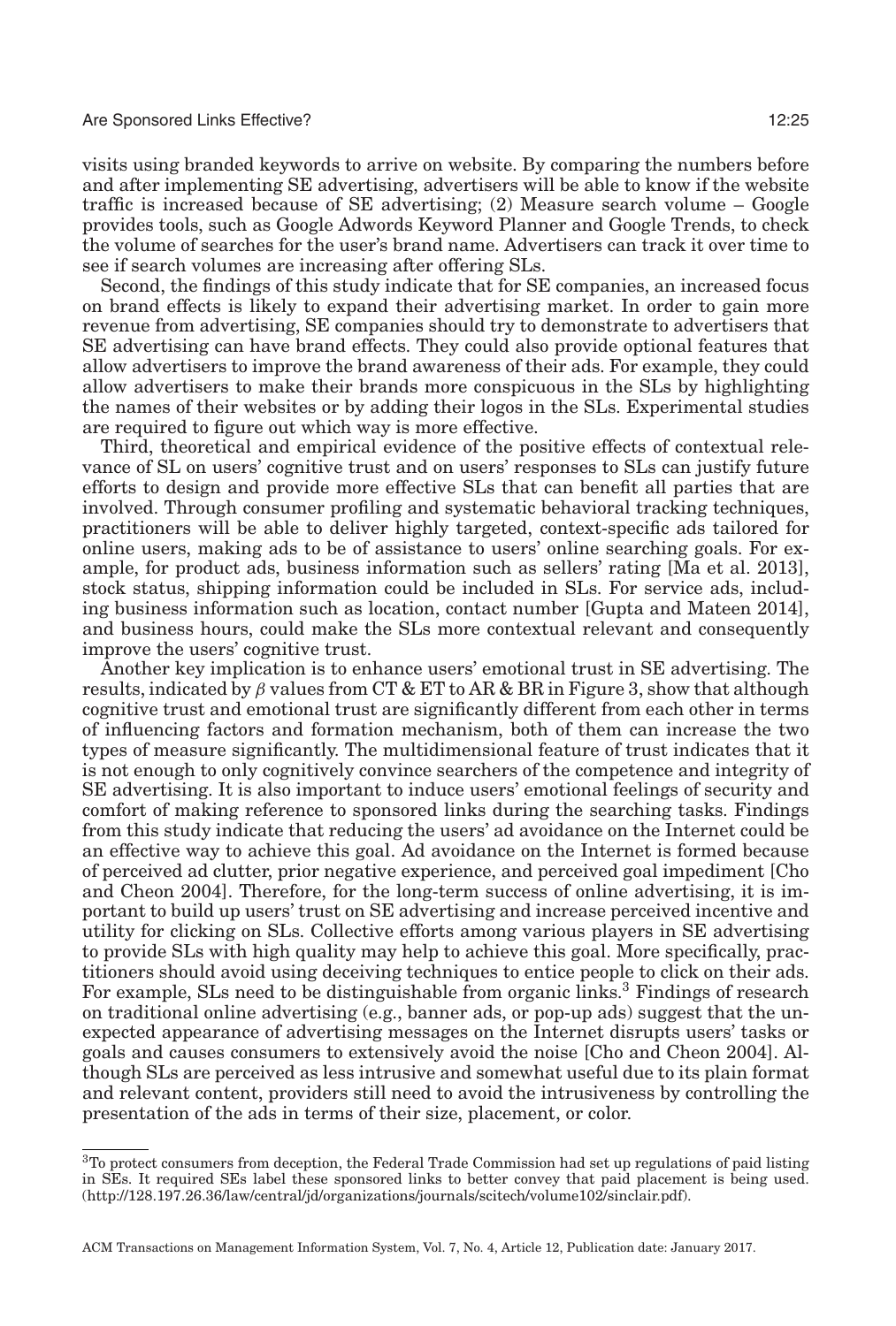visits using branded keywords to arrive on website. By comparing the numbers before and after implementing SE advertising, advertisers will be able to know if the website traffic is increased because of SE advertising; (2) Measure search volume – Google provides tools, such as Google Adwords Keyword Planner and Google Trends, to check the volume of searches for the user's brand name. Advertisers can track it over time to see if search volumes are increasing after offering SLs.

Second, the findings of this study indicate that for SE companies, an increased focus on brand effects is likely to expand their advertising market. In order to gain more revenue from advertising, SE companies should try to demonstrate to advertisers that SE advertising can have brand effects. They could also provide optional features that allow advertisers to improve the brand awareness of their ads. For example, they could allow advertisers to make their brands more conspicuous in the SLs by highlighting the names of their websites or by adding their logos in the SLs. Experimental studies are required to figure out which way is more effective.

Third, theoretical and empirical evidence of the positive effects of contextual relevance of SL on users' cognitive trust and on users' responses to SLs can justify future efforts to design and provide more effective SLs that can benefit all parties that are involved. Through consumer profiling and systematic behavioral tracking techniques, practitioners will be able to deliver highly targeted, context-specific ads tailored for online users, making ads to be of assistance to users' online searching goals. For example, for product ads, business information such as sellers' rating [Ma et al. 2013], stock status, shipping information could be included in SLs. For service ads, including business information such as location, contact number [Gupta and Mateen 2014], and business hours, could make the SLs more contextual relevant and consequently improve the users' cognitive trust.

Another key implication is to enhance users' emotional trust in SE advertising. The results, indicated by $\beta$ values from CT & ET to AR & BR in Figure 3, show that although cognitive trust and emotional trust are significantly different from each other in terms of influencing factors and formation mechanism, both of them can increase the two types of measure significantly. The multidimensional feature of trust indicates that it is not enough to only cognitively convince searchers of the competence and integrity of SE advertising. It is also important to induce users' emotional feelings of security and comfort of making reference to sponsored links during the searching tasks. Findings from this study indicate that reducing the users' ad avoidance on the Internet could be an effective way to achieve this goal. Ad avoidance on the Internet is formed because of perceived ad clutter, prior negative experience, and perceived goal impediment [Cho and Cheon 2004]. Therefore, for the long-term success of online advertising, it is important to build up users' trust on SE advertising and increase perceived incentive and utility for clicking on SLs. Collective efforts among various players in SE advertising to provide SLs with high quality may help to achieve this goal. More specifically, practitioners should avoid using deceiving techniques to entice people to click on their ads. For example, SLs need to be distinguishable from organic links.[3] Findings of research on traditional online advertising (e.g., banner ads, or pop-up ads) suggest that the unexpected appearance of advertising messages on the Internet disrupts users' tasks or goals and causes consumers to extensively avoid the noise [Cho and Cheon 2004]. Although SLs are perceived as less intrusive and somewhat useful due to its plain format and relevant content, providers still need to avoid the intrusiveness by controlling the presentation of the ads in terms of their size, placement, or color.

---

[3] To protect consumers from deception, the Federal Trade Commission had set up regulations of paid listing in SEs. It required SEs label these sponsored links to better convey that paid placement is being used. (http://128.197.26.36/law/central/jd/organizations/journals/scitech/volume102/sinclair.pdf).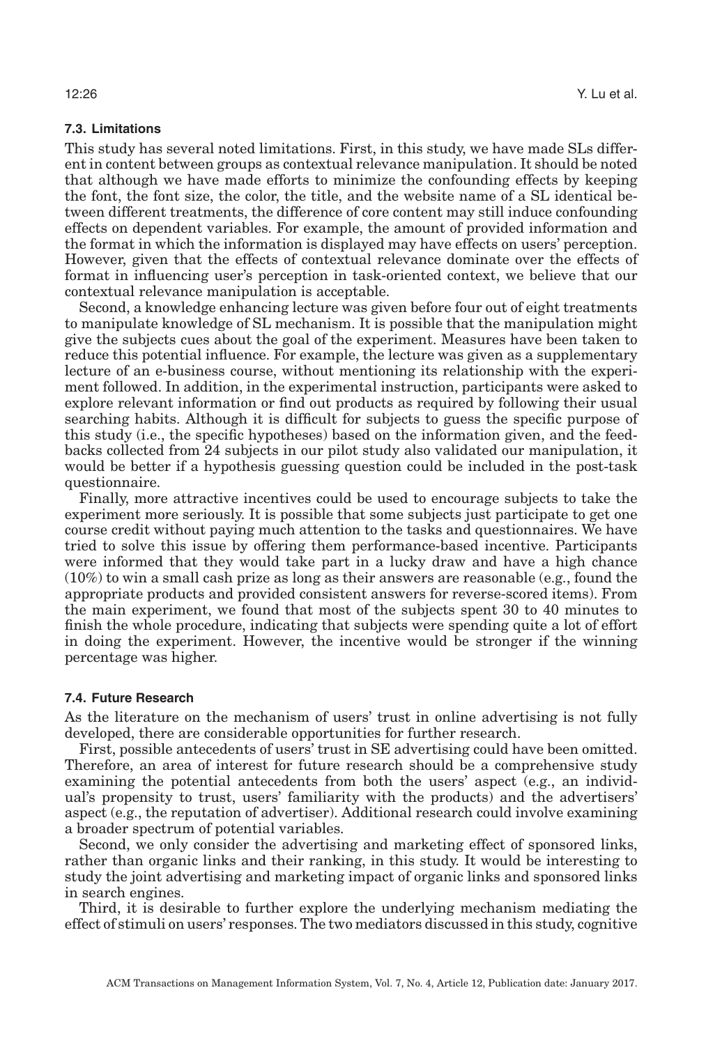### 7.3. Limitations

This study has several noted limitations. First, in this study, we have made SLs different in content between groups as contextual relevance manipulation. It should be noted that although we have made efforts to minimize the confounding effects by keeping the font, the font size, the color, the title, and the website name of a SL identical between different treatments, the difference of core content may still induce confounding effects on dependent variables. For example, the amount of provided information and the format in which the information is displayed may have effects on users' perception. However, given that the effects of contextual relevance dominate over the effects of format in influencing user's perception in task-oriented context, we believe that our contextual relevance manipulation is acceptable.

Second, a knowledge enhancing lecture was given before four out of eight treatments to manipulate knowledge of SL mechanism. It is possible that the manipulation might give the subjects cues about the goal of the experiment. Measures have been taken to reduce this potential influence. For example, the lecture was given as a supplementary lecture of an e-business course, without mentioning its relationship with the experiment followed. In addition, in the experimental instruction, participants were asked to explore relevant information or find out products as required by following their usual searching habits. Although it is difficult for subjects to guess the specific purpose of this study (i.e., the specific hypotheses) based on the information given, and the feedbacks collected from 24 subjects in our pilot study also validated our manipulation, it would be better if a hypothesis guessing question could be included in the post-task questionnaire.

Finally, more attractive incentives could be used to encourage subjects to take the experiment more seriously. It is possible that some subjects just participate to get one course credit without paying much attention to the tasks and questionnaires. We have tried to solve this issue by offering them performance-based incentive. Participants were informed that they would take part in a lucky draw and have a high chance (10%) to win a small cash prize as long as their answers are reasonable (e.g., found the appropriate products and provided consistent answers for reverse-scored items). From the main experiment, we found that most of the subjects spent 30 to 40 minutes to finish the whole procedure, indicating that subjects were spending quite a lot of effort in doing the experiment. However, the incentive would be stronger if the winning percentage was higher.

### 7.4. Future Research

As the literature on the mechanism of users' trust in online advertising is not fully developed, there are considerable opportunities for further research.

First, possible antecedents of users' trust in SE advertising could have been omitted. Therefore, an area of interest for future research should be a comprehensive study examining the potential antecedents from both the users' aspect (e.g., an individual's propensity to trust, users' familiarity with the products) and the advertisers' aspect (e.g., the reputation of advertiser). Additional research could involve examining a broader spectrum of potential variables.

Second, we only consider the advertising and marketing effect of sponsored links, rather than organic links and their ranking, in this study. It would be interesting to study the joint advertising and marketing impact of organic links and sponsored links in search engines.

Third, it is desirable to further explore the underlying mechanism mediating the effect of stimuli on users' responses. The two mediators discussed in this study, cognitive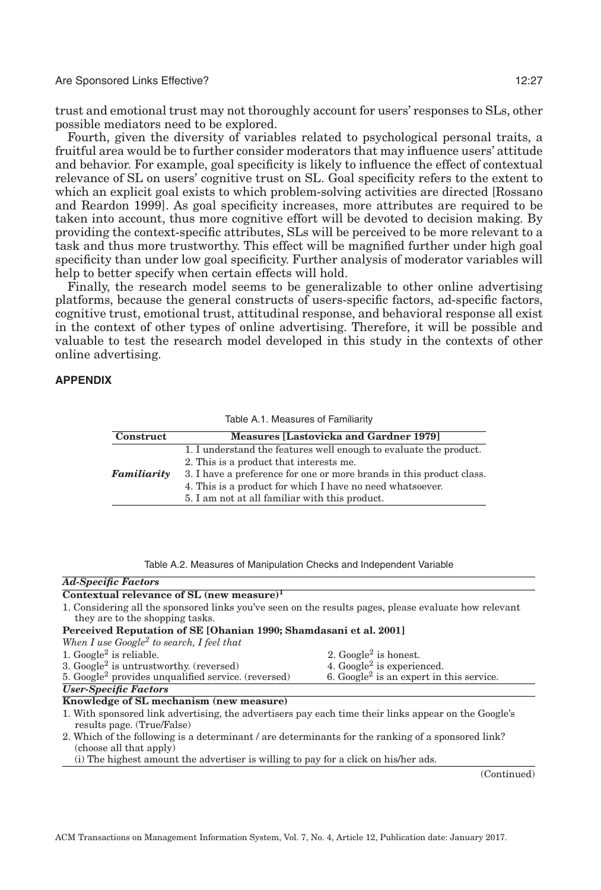trust and emotional trust may not thoroughly account for users' responses to SLs, other possible mediators need to be explored.

Fourth, given the diversity of variables related to psychological personal traits, a fruitful area would be to further consider moderators that may influence users' attitude and behavior. For example, goal specificity is likely to influence the effect of contextual relevance of SL on users' cognitive trust on SL. Goal specificity refers to the extent to which an explicit goal exists to which problem-solving activities are directed [Rossano and Reardon 1999]. As goal specificity increases, more attributes are required to be taken into account, thus more cognitive effort will be devoted to decision making. By providing the context-specific attributes, SLs will be perceived to be more relevant to a task and thus more trustworthy. This effect will be magnified further under high goal specificity than under low goal specificity. Further analysis of moderator variables will help to better specify when certain effects will hold.

Finally, the research model seems to be generalizable to other online advertising platforms, because the general constructs of users-specific factors, ad-specific factors, cognitive trust, emotional trust, attitudinal response, and behavioral response all exist in the context of other types of online advertising. Therefore, it will be possible and valuable to test the research model developed in this study in the contexts of other online advertising.

## APPENDIX

Table A.1. Measures of Familiarity

| Construct | Measures [Lastovicka and Gardner 1979] |
|---|---|
| ***Familiarity*** | 1. I understand the features well enough to evaluate the product.<br>2. This is a product that interests me.<br>3. I have a preference for one or more brands in this product class.<br>4. This is a product for which I have no need whatsoever.<br>5. I am not at all familiar with this product. |

Table A.2. Measures of Manipulation Checks and Independent Variable

| | |
|---|---|
| ***Ad-Specific Factors*** | |
| **Contextual relevance of SL (new measure)[1]** | |
| 1. Considering all the sponsored links you've seen on the results pages, please evaluate how relevant they are to the shopping tasks. | |
| **Perceived Reputation of SE [Ohanian 1990; Shamdasani et al. 2001]** | |
| *When I use Google[2] to search, I feel that* | |
| 1. Google[2] is reliable. | 2. Google[2] is honest. |
| 3. Google[2] is untrustworthy. (reversed) | 4. Google[2] is experienced. |
| 5. Google[2] provides unqualified service. (reversed) | 6. Google[2] is an expert in this service. |
| ***User-Specific Factors*** | |
| **Knowledge of SL mechanism (new measure)** | |
| 1. With sponsored link advertising, the advertisers pay each time their links appear on the Google's results page. (True/False) | |
| 2. Which of the following is a determinant / are determinants for the ranking of a sponsored link? (choose all that apply) | |
| (i) The highest amount the advertiser is willing to pay for a click on his/her ads. | |

(Continued)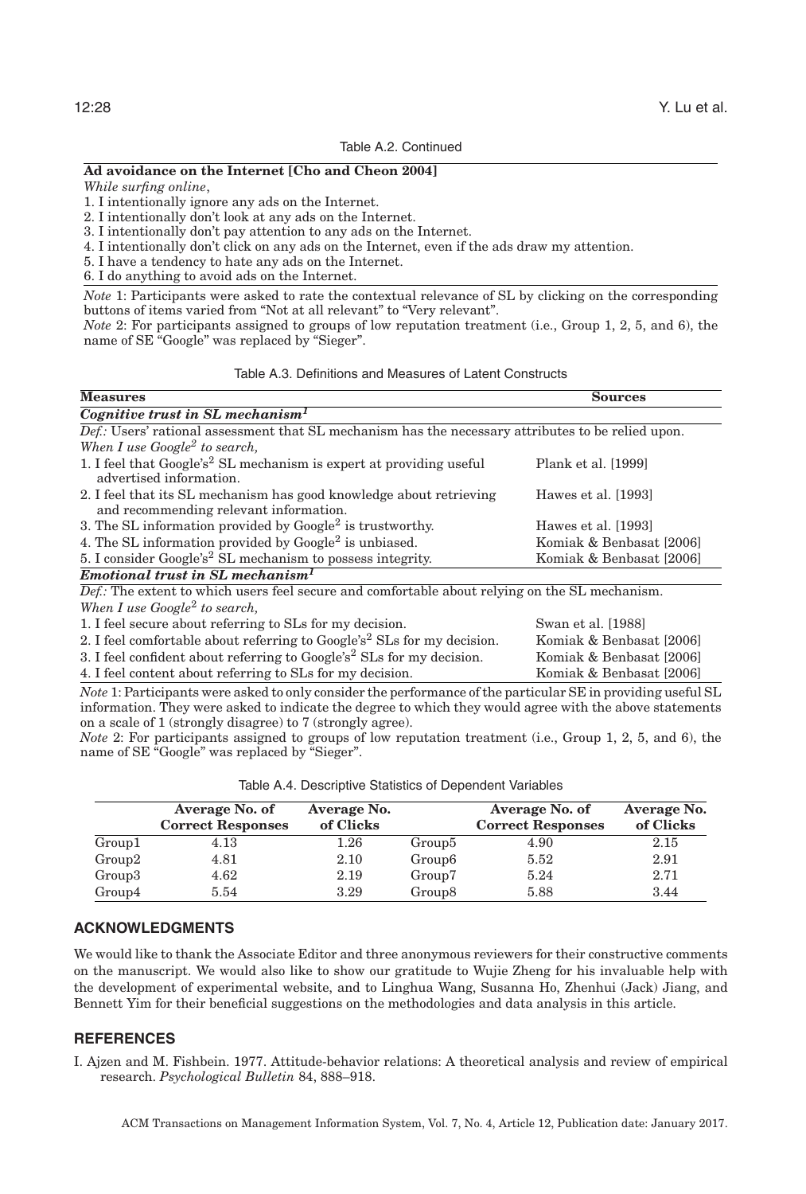Table A.2. Continued

| **Ad avoidance on the Internet [Cho and Cheon 2004]** |
|---|
| *While surfing online*, |
| 1. I intentionally ignore any ads on the Internet. |
| 2. I intentionally don't look at any ads on the Internet. |
| 3. I intentionally don't pay attention to any ads on the Internet. |
| 4. I intentionally don't click on any ads on the Internet, even if the ads draw my attention. |
| 5. I have a tendency to hate any ads on the Internet. |
| 6. I do anything to avoid ads on the Internet. |

*Note* 1: Participants were asked to rate the contextual relevance of SL by clicking on the corresponding buttons of items varied from "Not at all relevant" to "Very relevant".

*Note* 2: For participants assigned to groups of low reputation treatment (i.e., Group 1, 2, 5, and 6), the name of SE "Google" was replaced by "Sieger".

Table A.3. Definitions and Measures of Latent Constructs

| **Measures** | **Sources** |
|---|---|
| ***Cognitive trust in SL mechanism[1]*** | |
| *Def.:* Users' rational assessment that SL mechanism has the necessary attributes to be relied upon. | |
| *When I use Google[2] to search,* | |
| 1. I feel that Google's[2] SL mechanism is expert at providing useful advertised information. | Plank et al. [1999] |
| 2. I feel that its SL mechanism has good knowledge about retrieving and recommending relevant information. | Hawes et al. [1993] |
| 3. The SL information provided by Google[2] is trustworthy. | Hawes et al. [1993] |
| 4. The SL information provided by Google[2] is unbiased. | Komiak & Benbasat [2006] |
| 5. I consider Google's[2] SL mechanism to possess integrity. | Komiak & Benbasat [2006] |
| ***Emotional trust in SL mechanism[1]*** | |
| *Def.:* The extent to which users feel secure and comfortable about relying on the SL mechanism. | |
| *When I use Google[2] to search,* | |
| 1. I feel secure about referring to SLs for my decision. | Swan et al. [1988] |
| 2. I feel comfortable about referring to Google's[2] SLs for my decision. | Komiak & Benbasat [2006] |
| 3. I feel confident about referring to Google's[2] SLs for my decision. | Komiak & Benbasat [2006] |
| 4. I feel content about referring to SLs for my decision. | Komiak & Benbasat [2006] |

*Note* 1: Participants were asked to only consider the performance of the particular SE in providing useful SL information. They were asked to indicate the degree to which they would agree with the above statements on a scale of 1 (strongly disagree) to 7 (strongly agree).

*Note* 2: For participants assigned to groups of low reputation treatment (i.e., Group 1, 2, 5, and 6), the name of SE "Google" was replaced by "Sieger".

Table A.4. Descriptive Statistics of Dependent Variables

| | **Average No. of Correct Responses** | **Average No. of Clicks** | | **Average No. of Correct Responses** | **Average No. of Clicks** |
|---|---|---|---|---|---|
| Group1 | 4.13 | 1.26 | Group5 | 4.90 | 2.15 |
| Group2 | 4.81 | 2.10 | Group6 | 5.52 | 2.91 |
| Group3 | 4.62 | 2.19 | Group7 | 5.24 | 2.71 |
| Group4 | 5.54 | 3.29 | Group8 | 5.88 | 3.44 |

## ACKNOWLEDGMENTS

We would like to thank the Associate Editor and three anonymous reviewers for their constructive comments on the manuscript. We would also like to show our gratitude to Wujie Zheng for his invaluable help with the development of experimental website, and to Linghua Wang, Susanna Ho, Zhenhui (Jack) Jiang, and Bennett Yim for their beneficial suggestions on the methodologies and data analysis in this article.

## REFERENCES

I. Ajzen and M. Fishbein. 1977. Attitude-behavior relations: A theoretical analysis and review of empirical research. *Psychological Bulletin* 84, 888–918.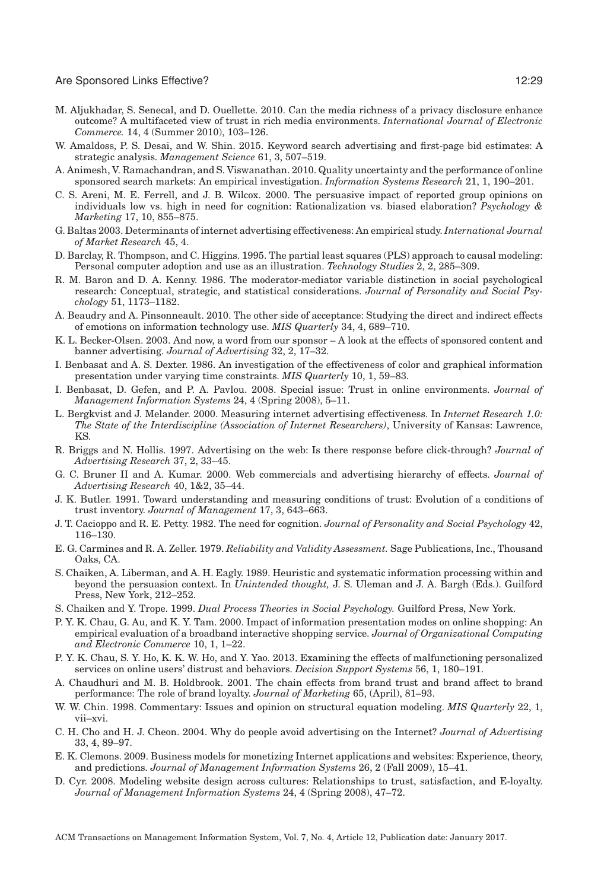M. Aljukhadar, S. Senecal, and D. Ouellette. 2010. Can the media richness of a privacy disclosure enhance outcome? A multifaceted view of trust in rich media environments. *International Journal of Electronic Commerce.* 14, 4 (Summer 2010), 103–126.

W. Amaldoss, P. S. Desai, and W. Shin. 2015. Keyword search advertising and first-page bid estimates: A strategic analysis. *Management Science* 61, 3, 507–519.

A. Animesh, V. Ramachandran, and S. Viswanathan. 2010. Quality uncertainty and the performance of online sponsored search markets: An empirical investigation. *Information Systems Research* 21, 1, 190–201.

C. S. Areni, M. E. Ferrell, and J. B. Wilcox. 2000. The persuasive impact of reported group opinions on individuals low vs. high in need for cognition: Rationalization vs. biased elaboration? *Psychology & Marketing* 17, 10, 855–875.

G. Baltas 2003. Determinants of internet advertising effectiveness: An empirical study. *International Journal of Market Research* 45, 4.

D. Barclay, R. Thompson, and C. Higgins. 1995. The partial least squares (PLS) approach to causal modeling: Personal computer adoption and use as an illustration. *Technology Studies* 2, 2, 285–309.

R. M. Baron and D. A. Kenny. 1986. The moderator-mediator variable distinction in social psychological research: Conceptual, strategic, and statistical considerations. *Journal of Personality and Social Psychology* 51, 1173–1182.

A. Beaudry and A. Pinsonneault. 2010. The other side of acceptance: Studying the direct and indirect effects of emotions on information technology use. *MIS Quarterly* 34, 4, 689–710.

K. L. Becker-Olsen. 2003. And now, a word from our sponsor – A look at the effects of sponsored content and banner advertising. *Journal of Advertising* 32, 2, 17–32.

I. Benbasat and A. S. Dexter. 1986. An investigation of the effectiveness of color and graphical information presentation under varying time constraints. *MIS Quarterly* 10, 1, 59–83.

I. Benbasat, D. Gefen, and P. A. Pavlou. 2008. Special issue: Trust in online environments. *Journal of Management Information Systems* 24, 4 (Spring 2008), 5–11.

L. Bergkvist and J. Melander. 2000. Measuring internet advertising effectiveness. In *Internet Research 1.0: The State of the Interdiscipline (Association of Internet Researchers)*, University of Kansas: Lawrence, KS.

R. Briggs and N. Hollis. 1997. Advertising on the web: Is there response before click-through? *Journal of Advertising Research* 37, 2, 33–45.

G. C. Bruner II and A. Kumar. 2000. Web commercials and advertising hierarchy of effects. *Journal of Advertising Research* 40, 1&2, 35–44.

J. K. Butler. 1991. Toward understanding and measuring conditions of trust: Evolution of a conditions of trust inventory. *Journal of Management* 17, 3, 643–663.

J. T. Cacioppo and R. E. Petty. 1982. The need for cognition. *Journal of Personality and Social Psychology* 42, 116–130.

E. G. Carmines and R. A. Zeller. 1979. *Reliability and Validity Assessment.* Sage Publications, Inc., Thousand Oaks, CA.

S. Chaiken, A. Liberman, and A. H. Eagly. 1989. Heuristic and systematic information processing within and beyond the persuasion context. In *Unintended thought,* J. S. Uleman and J. A. Bargh (Eds.). Guilford Press, New York, 212–252.

S. Chaiken and Y. Trope. 1999. *Dual Process Theories in Social Psychology.* Guilford Press, New York.

P. Y. K. Chau, G. Au, and K. Y. Tam. 2000. Impact of information presentation modes on online shopping: An empirical evaluation of a broadband interactive shopping service. *Journal of Organizational Computing and Electronic Commerce* 10, 1, 1–22.

P. Y. K. Chau, S. Y. Ho, K. K. W. Ho, and Y. Yao. 2013. Examining the effects of malfunctioning personalized services on online users' distrust and behaviors. *Decision Support Systems* 56, 1, 180–191.

A. Chaudhuri and M. B. Holdbrook. 2001. The chain effects from brand trust and brand affect to brand performance: The role of brand loyalty. *Journal of Marketing* 65, (April), 81–93.

W. W. Chin. 1998. Commentary: Issues and opinion on structural equation modeling. *MIS Quarterly* 22, 1, vii–xvi.

C. H. Cho and H. J. Cheon. 2004. Why do people avoid advertising on the Internet? *Journal of Advertising* 33, 4, 89–97.

E. K. Clemons. 2009. Business models for monetizing Internet applications and websites: Experience, theory, and predictions. *Journal of Management Information Systems* 26, 2 (Fall 2009), 15–41.

D. Cyr. 2008. Modeling website design across cultures: Relationships to trust, satisfaction, and E-loyalty. *Journal of Management Information Systems* 24, 4 (Spring 2008), 47–72.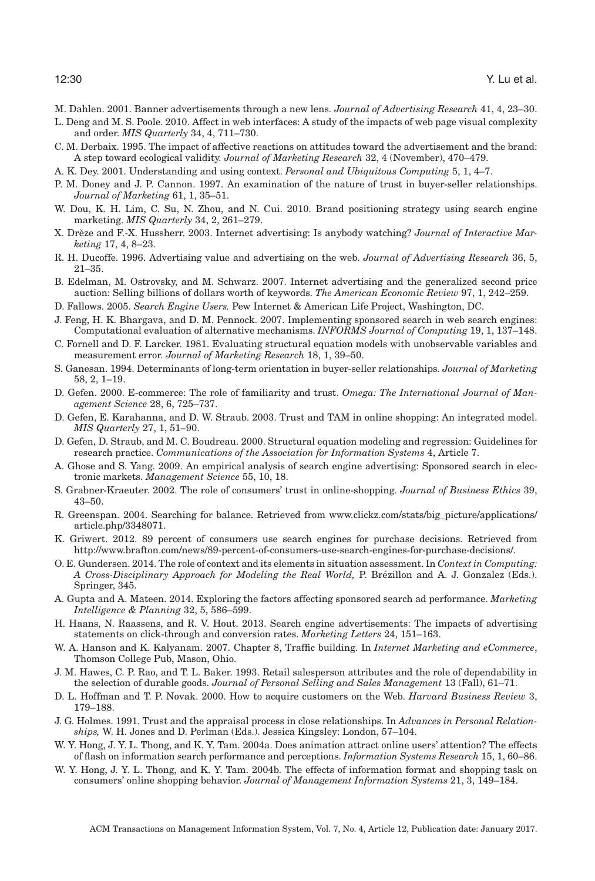M. Dahlen. 2001. Banner advertisements through a new lens. *Journal of Advertising Research* 41, 4, 23–30.

L. Deng and M. S. Poole. 2010. Affect in web interfaces: A study of the impacts of web page visual complexity and order. *MIS Quarterly* 34, 4, 711–730.

C. M. Derbaix. 1995. The impact of affective reactions on attitudes toward the advertisement and the brand: A step toward ecological validity. *Journal of Marketing Research* 32, 4 (November), 470–479.

A. K. Dey. 2001. Understanding and using context. *Personal and Ubiquitous Computing* 5, 1, 4–7.

P. M. Doney and J. P. Cannon. 1997. An examination of the nature of trust in buyer-seller relationships. *Journal of Marketing* 61, 1, 35–51.

W. Dou, K. H. Lim, C. Su, N. Zhou, and N. Cui. 2010. Brand positioning strategy using search engine marketing. *MIS Quarterly* 34, 2, 261–279.

X. Drèze and F.-X. Hussherr. 2003. Internet advertising: Is anybody watching? *Journal of Interactive Marketing* 17, 4, 8–23.

R. H. Ducoffe. 1996. Advertising value and advertising on the web. *Journal of Advertising Research* 36, 5, 21–35.

B. Edelman, M. Ostrovsky, and M. Schwarz. 2007. Internet advertising and the generalized second price auction: Selling billions of dollars worth of keywords. *The American Economic Review* 97, 1, 242–259.

D. Fallows. 2005. *Search Engine Users.* Pew Internet & American Life Project, Washington, DC.

J. Feng, H. K. Bhargava, and D. M. Pennock. 2007. Implementing sponsored search in web search engines: Computational evaluation of alternative mechanisms. *INFORMS Journal of Computing* 19, 1, 137–148.

C. Fornell and D. F. Larcker. 1981. Evaluating structural equation models with unobservable variables and measurement error. *Journal of Marketing Research* 18, 1, 39–50.

S. Ganesan. 1994. Determinants of long-term orientation in buyer-seller relationships. *Journal of Marketing* 58, 2, 1–19.

D. Gefen. 2000. E-commerce: The role of familiarity and trust. *Omega: The International Journal of Management Science* 28, 6, 725–737.

D. Gefen, E. Karahanna, and D. W. Straub. 2003. Trust and TAM in online shopping: An integrated model. *MIS Quarterly* 27, 1, 51–90.

D. Gefen, D. Straub, and M. C. Boudreau. 2000. Structural equation modeling and regression: Guidelines for research practice. *Communications of the Association for Information Systems* 4, Article 7.

A. Ghose and S. Yang. 2009. An empirical analysis of search engine advertising: Sponsored search in electronic markets. *Management Science* 55, 10, 18.

S. Grabner-Kraeuter. 2002. The role of consumers' trust in online-shopping. *Journal of Business Ethics* 39, 43–50.

R. Greenspan. 2004. Searching for balance. Retrieved from www.clickz.com/stats/big_picture/applications/article.php/3348071.

K. Griwert. 2012. 89 percent of consumers use search engines for purchase decisions. Retrieved from http://www.brafton.com/news/89-percent-of-consumers-use-search-engines-for-purchase-decisions/.

O. E. Gundersen. 2014. The role of context and its elements in situation assessment. In *Context in Computing: A Cross-Disciplinary Approach for Modeling the Real World,* P. Brézillon and A. J. Gonzalez (Eds.). Springer, 345.

A. Gupta and A. Mateen. 2014. Exploring the factors affecting sponsored search ad performance. *Marketing Intelligence & Planning* 32, 5, 586–599.

H. Haans, N. Raassens, and R. V. Hout. 2013. Search engine advertisements: The impacts of advertising statements on click-through and conversion rates. *Marketing Letters* 24, 151–163.

W. A. Hanson and K. Kalyanam. 2007. Chapter 8, Traffic building. In *Internet Marketing and eCommerce*, Thomson College Pub, Mason, Ohio.

J. M. Hawes, C. P. Rao, and T. L. Baker. 1993. Retail salesperson attributes and the role of dependability in the selection of durable goods. *Journal of Personal Selling and Sales Management* 13 (Fall), 61–71.

D. L. Hoffman and T. P. Novak. 2000. How to acquire customers on the Web. *Harvard Business Review* 3, 179–188.

J. G. Holmes. 1991. Trust and the appraisal process in close relationships. In *Advances in Personal Relationships,* W. H. Jones and D. Perlman (Eds.). Jessica Kingsley: London, 57–104.

W. Y. Hong, J. Y. L. Thong, and K. Y. Tam. 2004a. Does animation attract online users' attention? The effects of flash on information search performance and perceptions. *Information Systems Research* 15, 1, 60–86.

W. Y. Hong, J. Y. L. Thong, and K. Y. Tam. 2004b. The effects of information format and shopping task on consumers' online shopping behavior. *Journal of Management Information Systems* 21, 3, 149–184.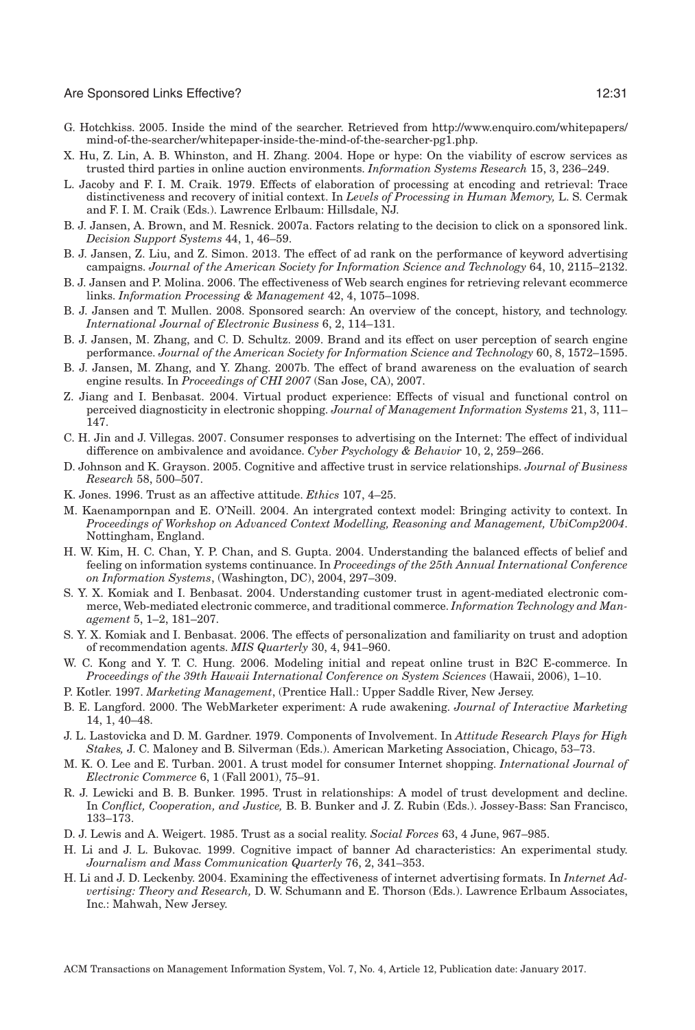G. Hotchkiss. 2005. Inside the mind of the searcher. Retrieved from http://www.enquiro.com/whitepapers/mind-of-the-searcher/whitepaper-inside-the-mind-of-the-searcher-pg1.php.

X. Hu, Z. Lin, A. B. Whinston, and H. Zhang. 2004. Hope or hype: On the viability of escrow services as trusted third parties in online auction environments. *Information Systems Research* 15, 3, 236–249.

L. Jacoby and F. I. M. Craik. 1979. Effects of elaboration of processing at encoding and retrieval: Trace distinctiveness and recovery of initial context. In *Levels of Processing in Human Memory,* L. S. Cermak and F. I. M. Craik (Eds.). Lawrence Erlbaum: Hillsdale, NJ.

B. J. Jansen, A. Brown, and M. Resnick. 2007a. Factors relating to the decision to click on a sponsored link. *Decision Support Systems* 44, 1, 46–59.

B. J. Jansen, Z. Liu, and Z. Simon. 2013. The effect of ad rank on the performance of keyword advertising campaigns. *Journal of the American Society for Information Science and Technology* 64, 10, 2115–2132.

B. J. Jansen and P. Molina. 2006. The effectiveness of Web search engines for retrieving relevant ecommerce links. *Information Processing & Management* 42, 4, 1075–1098.

B. J. Jansen and T. Mullen. 2008. Sponsored search: An overview of the concept, history, and technology. *International Journal of Electronic Business* 6, 2, 114–131.

B. J. Jansen, M. Zhang, and C. D. Schultz. 2009. Brand and its effect on user perception of search engine performance. *Journal of the American Society for Information Science and Technology* 60, 8, 1572–1595.

B. J. Jansen, M. Zhang, and Y. Zhang. 2007b. The effect of brand awareness on the evaluation of search engine results. In *Proceedings of CHI 2007* (San Jose, CA), 2007.

Z. Jiang and I. Benbasat. 2004. Virtual product experience: Effects of visual and functional control on perceived diagnosticity in electronic shopping. *Journal of Management Information Systems* 21, 3, 111–147.

C. H. Jin and J. Villegas. 2007. Consumer responses to advertising on the Internet: The effect of individual difference on ambivalence and avoidance. *Cyber Psychology & Behavior* 10, 2, 259–266.

D. Johnson and K. Grayson. 2005. Cognitive and affective trust in service relationships. *Journal of Business Research* 58, 500–507.

K. Jones. 1996. Trust as an affective attitude. *Ethics* 107, 4–25.

M. Kaenampornpan and E. O'Neill. 2004. An intergrated context model: Bringing activity to context. In *Proceedings of Workshop on Advanced Context Modelling, Reasoning and Management, UbiComp2004*. Nottingham, England.

H. W. Kim, H. C. Chan, Y. P. Chan, and S. Gupta. 2004. Understanding the balanced effects of belief and feeling on information systems continuance. In *Proceedings of the 25th Annual International Conference on Information Systems*, (Washington, DC), 2004, 297–309.

S. Y. X. Komiak and I. Benbasat. 2004. Understanding customer trust in agent-mediated electronic commerce, Web-mediated electronic commerce, and traditional commerce. *Information Technology and Management* 5, 1–2, 181–207.

S. Y. X. Komiak and I. Benbasat. 2006. The effects of personalization and familiarity on trust and adoption of recommendation agents. *MIS Quarterly* 30, 4, 941–960.

W. C. Kong and Y. T. C. Hung. 2006. Modeling initial and repeat online trust in B2C E-commerce. In *Proceedings of the 39th Hawaii International Conference on System Sciences* (Hawaii, 2006), 1–10.

P. Kotler. 1997. *Marketing Management*, (Prentice Hall.: Upper Saddle River, New Jersey.

B. E. Langford. 2000. The WebMarketer experiment: A rude awakening. *Journal of Interactive Marketing* 14, 1, 40–48.

J. L. Lastovicka and D. M. Gardner. 1979. Components of Involvement. In *Attitude Research Plays for High Stakes,* J. C. Maloney and B. Silverman (Eds.). American Marketing Association, Chicago, 53–73.

M. K. O. Lee and E. Turban. 2001. A trust model for consumer Internet shopping. *International Journal of Electronic Commerce* 6, 1 (Fall 2001), 75–91.

R. J. Lewicki and B. B. Bunker. 1995. Trust in relationships: A model of trust development and decline. In *Conflict, Cooperation, and Justice,* B. B. Bunker and J. Z. Rubin (Eds.). Jossey-Bass: San Francisco, 133–173.

D. J. Lewis and A. Weigert. 1985. Trust as a social reality. *Social Forces* 63, 4 June, 967–985.

H. Li and J. L. Bukovac. 1999. Cognitive impact of banner Ad characteristics: An experimental study. *Journalism and Mass Communication Quarterly* 76, 2, 341–353.

H. Li and J. D. Leckenby. 2004. Examining the effectiveness of internet advertising formats. In *Internet Advertising: Theory and Research,* D. W. Schumann and E. Thorson (Eds.). Lawrence Erlbaum Associates, Inc.: Mahwah, New Jersey.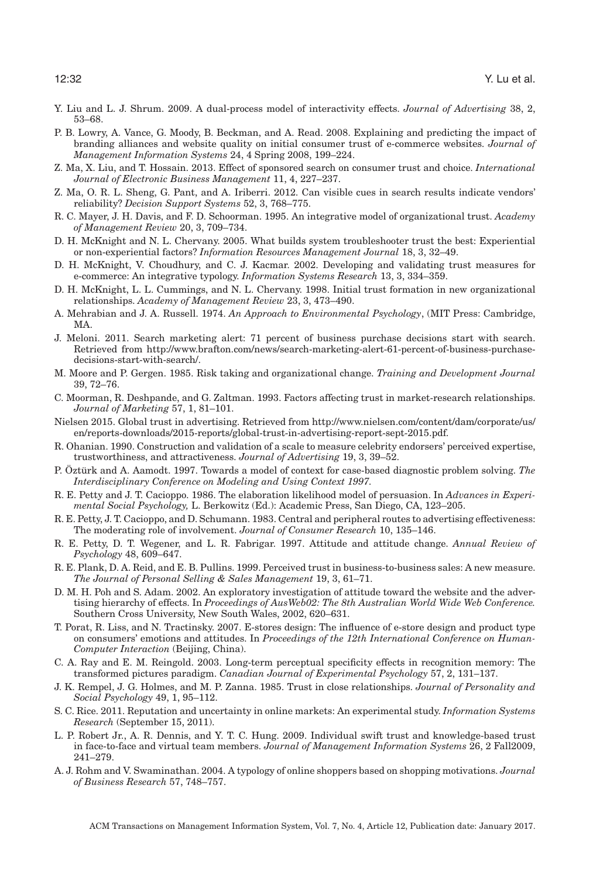Y. Liu and L. J. Shrum. 2009. A dual-process model of interactivity effects. *Journal of Advertising* 38, 2, 53–68.

P. B. Lowry, A. Vance, G. Moody, B. Beckman, and A. Read. 2008. Explaining and predicting the impact of branding alliances and website quality on initial consumer trust of e-commerce websites. *Journal of Management Information Systems* 24, 4 Spring 2008, 199–224.

Z. Ma, X. Liu, and T. Hossain. 2013. Effect of sponsored search on consumer trust and choice. *International Journal of Electronic Business Management* 11, 4, 227–237.

Z. Ma, O. R. L. Sheng, G. Pant, and A. Iriberri. 2012. Can visible cues in search results indicate vendors' reliability? *Decision Support Systems* 52, 3, 768–775.

R. C. Mayer, J. H. Davis, and F. D. Schoorman. 1995. An integrative model of organizational trust. *Academy of Management Review* 20, 3, 709–734.

D. H. McKnight and N. L. Chervany. 2005. What builds system troubleshooter trust the best: Experiential or non-experiential factors? *Information Resources Management Journal* 18, 3, 32–49.

D. H. McKnight, V. Choudhury, and C. J. Kacmar. 2002. Developing and validating trust measures for e-commerce: An integrative typology. *Information Systems Research* 13, 3, 334–359.

D. H. McKnight, L. L. Cummings, and N. L. Chervany. 1998. Initial trust formation in new organizational relationships. *Academy of Management Review* 23, 3, 473–490.

A. Mehrabian and J. A. Russell. 1974. *An Approach to Environmental Psychology*, (MIT Press: Cambridge, MA.

J. Meloni. 2011. Search marketing alert: 71 percent of business purchase decisions start with search. Retrieved from http://www.brafton.com/news/search-marketing-alert-61-percent-of-business-purchase-decisions-start-with-search/.

M. Moore and P. Gergen. 1985. Risk taking and organizational change. *Training and Development Journal* 39, 72–76.

C. Moorman, R. Deshpande, and G. Zaltman. 1993. Factors affecting trust in market-research relationships. *Journal of Marketing* 57, 1, 81–101.

Nielsen 2015. Global trust in advertising. Retrieved from http://www.nielsen.com/content/dam/corporate/us/en/reports-downloads/2015-reports/global-trust-in-advertising-report-sept-2015.pdf.

R. Ohanian. 1990. Construction and validation of a scale to measure celebrity endorsers' perceived expertise, trustworthiness, and attractiveness. *Journal of Advertising* 19, 3, 39–52.

P. Öztürk and A. Aamodt. 1997. Towards a model of context for case-based diagnostic problem solving. *The Interdisciplinary Conference on Modeling and Using Context 1997.*

R. E. Petty and J. T. Cacioppo. 1986. The elaboration likelihood model of persuasion. In *Advances in Experimental Social Psychology,* L. Berkowitz (Ed.): Academic Press, San Diego, CA, 123–205.

R. E. Petty, J. T. Cacioppo, and D. Schumann. 1983. Central and peripheral routes to advertising effectiveness: The moderating role of involvement. *Journal of Consumer Research* 10, 135–146.

R. E. Petty, D. T. Wegener, and L. R. Fabrigar. 1997. Attitude and attitude change. *Annual Review of Psychology* 48, 609–647.

R. E. Plank, D. A. Reid, and E. B. Pullins. 1999. Perceived trust in business-to-business sales: A new measure. *The Journal of Personal Selling & Sales Management* 19, 3, 61–71.

D. M. H. Poh and S. Adam. 2002. An exploratory investigation of attitude toward the website and the advertising hierarchy of effects. In *Proceedings of AusWeb02: The 8th Australian World Wide Web Conference.* Southern Cross University, New South Wales, 2002, 620–631.

T. Porat, R. Liss, and N. Tractinsky. 2007. E-stores design: The influence of e-store design and product type on consumers' emotions and attitudes. In *Proceedings of the 12th International Conference on Human-Computer Interaction* (Beijing, China).

C. A. Ray and E. M. Reingold. 2003. Long-term perceptual specificity effects in recognition memory: The transformed pictures paradigm. *Canadian Journal of Experimental Psychology* 57, 2, 131–137.

J. K. Rempel, J. G. Holmes, and M. P. Zanna. 1985. Trust in close relationships. *Journal of Personality and Social Psychology* 49, 1, 95–112.

S. C. Rice. 2011. Reputation and uncertainty in online markets: An experimental study. *Information Systems Research* (September 15, 2011).

L. P. Robert Jr., A. R. Dennis, and Y. T. C. Hung. 2009. Individual swift trust and knowledge-based trust in face-to-face and virtual team members. *Journal of Management Information Systems* 26, 2 Fall2009, 241–279.

A. J. Rohm and V. Swaminathan. 2004. A typology of online shoppers based on shopping motivations. *Journal of Business Research* 57, 748–757.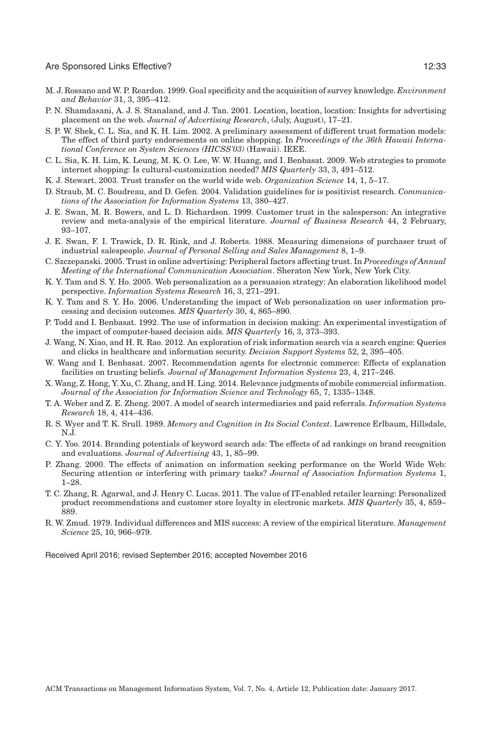M. J. Rossano and W. P. Reardon. 1999. Goal specificity and the acquisition of survey knowledge. *Environment and Behavior* 31, 3, 395–412.

P. N. Shamdasani, A. J. S. Stanaland, and J. Tan. 2001. Location, location, location: Insights for advertising placement on the web. *Journal of Advertising Research*, (July, August), 17–21.

S. P. W. Shek, C. L. Sia, and K. H. Lim. 2002. A preliminary assessment of different trust formation models: The effect of third party endorsements on online shopping. In *Proceedings of the 36th Hawaii International Conference on System Sciences (HICSS'03)* (Hawaii). IEEE.

C. L. Sia, K. H. Lim, K. Leung, M. K. O. Lee, W. W. Huang, and I. Benbasat. 2009. Web strategies to promote internet shopping: Is cultural-customization needed? *MIS Quarterly* 33, 3, 491–512.

K. J. Stewart. 2003. Trust transfer on the world wide web. *Organization Science* 14, 1, 5–17.

D. Straub, M. C. Boudreau, and D. Gefen. 2004. Validation guidelines for is positivist research. *Communications of the Association for Information Systems* 13, 380–427.

J. E. Swan, M. R. Bowers, and L. D. Richardson. 1999. Customer trust in the salesperson: An integrative review and meta-analysis of the empirical literature. *Journal of Business Research* 44, 2 February, 93–107.

J. E. Swan, F. I. Trawick, D. R. Rink, and J. Roberts. 1988. Measuring dimensions of purchaser trust of industrial salespeople. *Journal of Personal Selling and Sales Management* 8, 1–9.

C. Szczepanski. 2005. Trust in online advertising: Peripheral factors affecting trust. In *Proceedings of Annual Meeting of the International Communication Association*. Sheraton New York, New York City.

K. Y. Tam and S. Y. Ho. 2005. Web personalization as a persuasion strategy: An elaboration likelihood model perspective. *Information Systems Research* 16, 3, 271–291.

K. Y. Tam and S. Y. Ho. 2006. Understanding the impact of Web personalization on user information processing and decision outcomes. *MIS Quarterly* 30, 4, 865–890.

P. Todd and I. Benbasat. 1992. The use of information in decision making: An experimental investigation of the impact of computer-based decision aids. *MIS Quarterly* 16, 3, 373–393.

J. Wang, N. Xiao, and H. R. Rao. 2012. An exploration of risk information search via a search engine: Queries and clicks in healthcare and information security. *Decision Support Systems* 52, 2, 395–405.

W. Wang and I. Benbasat. 2007. Recommendation agents for electronic commerce: Effects of explanation facilities on trusting beliefs. *Journal of Management Information Systems* 23, 4, 217–246.

X. Wang, Z. Hong, Y. Xu, C. Zhang, and H. Ling. 2014. Relevance judgments of mobile commercial information. *Journal of the Association for Information Science and Technology* 65, 7, 1335–1348.

T. A. Weber and Z. E. Zheng. 2007. A model of search intermediaries and paid referrals. *Information Systems Research* 18, 4, 414–436.

R. S. Wyer and T. K. Srull. 1989. *Memory and Cognition in Its Social Context*. Lawrence Erlbaum, Hillsdale, N.J.

C. Y. Yoo. 2014. Branding potentials of keyword search ads: The effects of ad rankings on brand recognition and evaluations. *Journal of Advertising* 43, 1, 85–99.

P. Zhang. 2000. The effects of animation on information seeking performance on the World Wide Web: Securing attention or interfering with primary tasks? *Journal of Association Information Systems* 1, 1–28.

T. C. Zhang, R. Agarwal, and J. Henry C. Lucas. 2011. The value of IT-enabled retailer learning: Personalized product recommendations and customer store loyalty in electronic markets. *MIS Quarterly* 35, 4, 859–889.

R. W. Zmud. 1979. Individual differences and MIS success: A review of the empirical literature. *Management Science* 25, 10, 966–979.

Received April 2016; revised September 2016; accepted November 2016